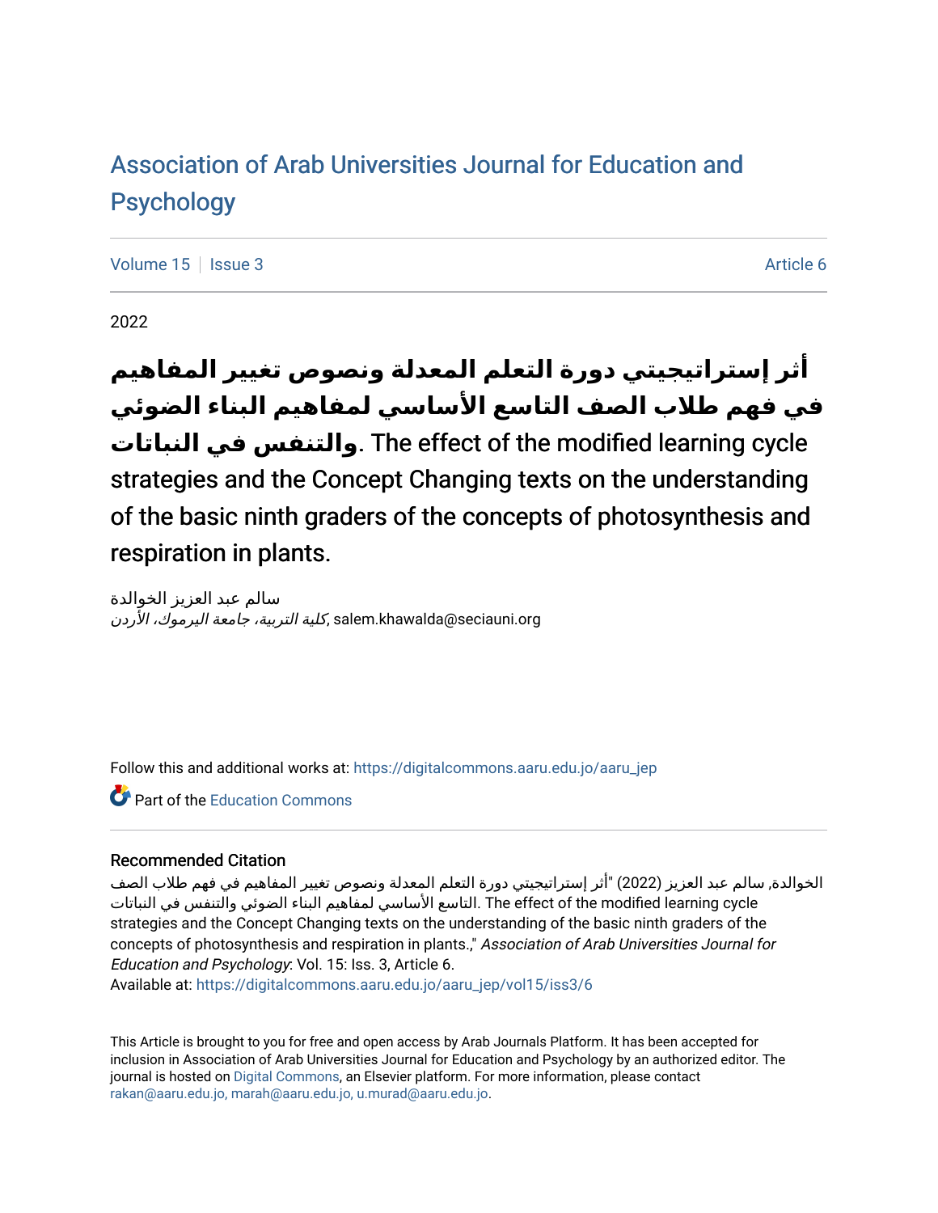# Association of Arab Universities Journal for Education and Psychology

Volume 15 | Issue 3 | Article 6

2022

## أثر إستراتيجيتي دورة التعلم المعدلة ونصوص تغيير المفاهيم في فهم طلاب الصف التاسع الأساسي لمفاهيم البناء الضوئي والتنفس في النباتات. The effect of the modified learning cycle strategies and the Concept Changing texts on the understanding of the basic ninth graders of the concepts of photosynthesis and respiration in plants.

سالم عبد العزيز الخوالدة
*كلية التربية، جامعة اليرموك، الأردن*, salem.khawalda@seciauni.org

Follow this and additional works at: https://digitalcommons.aaru.edu.jo/aaru_jep

Part of the Education Commons

### Recommended Citation

الخوالدة, سالم عبد العزيز (2022) "أثر إستراتيجيتي دورة التعلم المعدلة ونصوص تغيير المفاهيم في فهم طلاب الصف التاسع الأساسي لمفاهيم البناء الضوئي والتنفس في النباتات. The effect of the modified learning cycle strategies and the Concept Changing texts on the understanding of the basic ninth graders of the concepts of photosynthesis and respiration in plants.," *Association of Arab Universities Journal for Education and Psychology*: Vol. 15: Iss. 3, Article 6.
Available at: https://digitalcommons.aaru.edu.jo/aaru_jep/vol15/iss3/6

This Article is brought to you for free and open access by Arab Journals Platform. It has been accepted for inclusion in Association of Arab Universities Journal for Education and Psychology by an authorized editor. The journal is hosted on Digital Commons, an Elsevier platform. For more information, please contact rakan@aaru.edu.jo, marah@aaru.edu.jo, u.murad@aaru.edu.jo.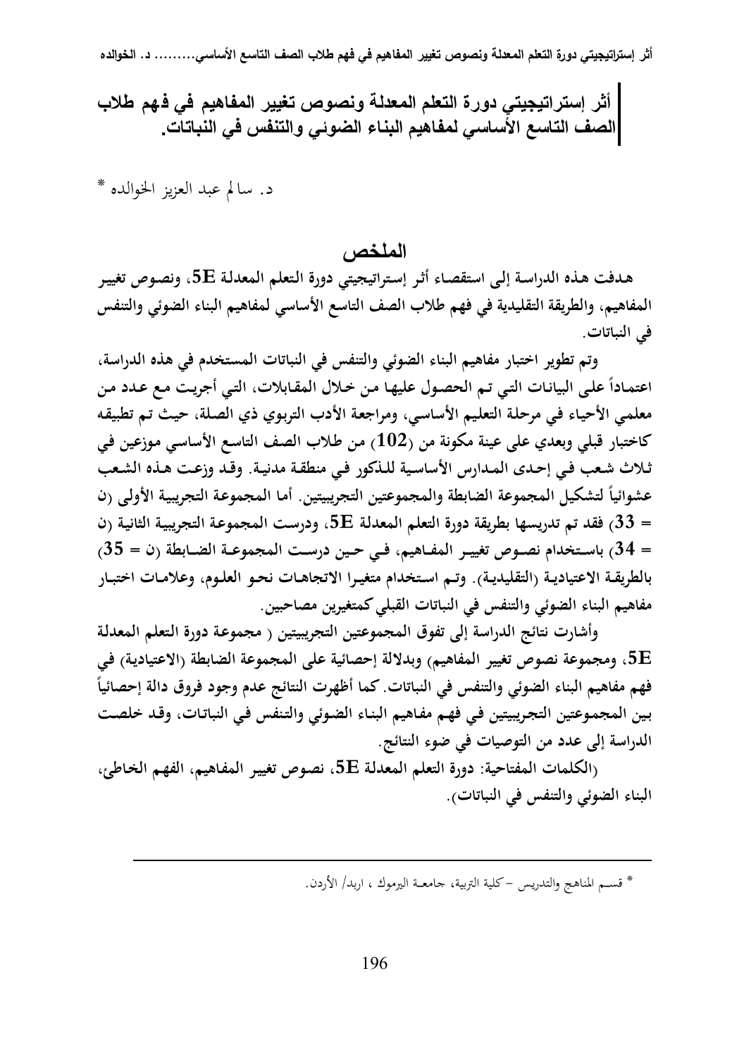# أثر إستراتيجيتي دورة التعلم المعدلة ونصوص تغيير المفاهيم في فهم طلاب الصف التاسع الأساسي لمفاهيم البناء الضوئي والتنفس في النباتات.

د. سالم عبد العزيز الخوالده *

## الملخص

**هدفت هذه الدراسة إلى استقصاء أثر إستراتيجيتي دورة التعلم المعدلة 5E، ونصوص تغيير المفاهيم، والطريقة التقليدية في فهم طلاب الصف التاسع الأساسي لمفاهيم البناء الضوئي والتنفس في النباتات.**

**وتم تطوير اختبار مفاهيم البناء الضوئي والتنفس في النباتات المستخدم في هذه الدراسة، اعتماداً على البيانات التي تم الحصول عليها من خلال المقابلات، التي أجريت مع عدد من معلمي الأحياء في مرحلة التعليم الأساسي، ومراجعة الأدب التربوي ذي الصلة، حيث تم تطبيقه كاختبار قبلي وبعدي على عينة مكونة من (102) من طلاب الصف التاسع الأساسي موزعين في ثلاث شعب في إحدى المدارس الأساسية للذكور في منطقة مدنية. وقد وزعت هذه الشعب عشوائياً لتشكيل المجموعة الضابطة والمجموعتين التجريبيتين. أما المجموعة التجريبية الأولى (ن = 33) فقد تم تدريسها بطريقة دورة التعلم المعدلة 5E، ودرست المجموعة التجريبية الثانية (ن = 34) باستخدام نصوص تغيير المفاهيم، في حين درست المجموعة الضابطة (ن = 35) بالطريقة الاعتيادية (التقليدية). وتم استخدام متغيرا الاتجاهات نحو العلوم، وعلامات اختبار مفاهيم البناء الضوئي والتنفس في النباتات القبلي كمتغيرين مصاحبين.**

**وأشارت نتائج الدراسة إلى تفوق المجموعتين التجريبيتين ( مجموعة دورة التعلم المعدلة 5E، ومجموعة نصوص تغيير المفاهيم) وبدلالة إحصائية على المجموعة الضابطة (الاعتيادية) في فهم مفاهيم البناء الضوئي والتنفس في النباتات. كما أظهرت النتائج عدم وجود فروق دالة إحصائياً بين المجموعتين التجريبيتين في فهم مفاهيم البناء الضوئي والتنفس في النباتات، وقد خلصت الدراسة إلى عدد من التوصيات في ضوء النتائج.**

**(الكلمات المفتاحية: دورة التعلم المعدلة 5E، نصوص تغيير المفاهيم، الفهم الخاطئ، البناء الضوئي والتنفس في النباتات).**

---

* قسم المناهج والتدريس –كلية التربية، جامعة اليرموك ، اربد/ الأردن.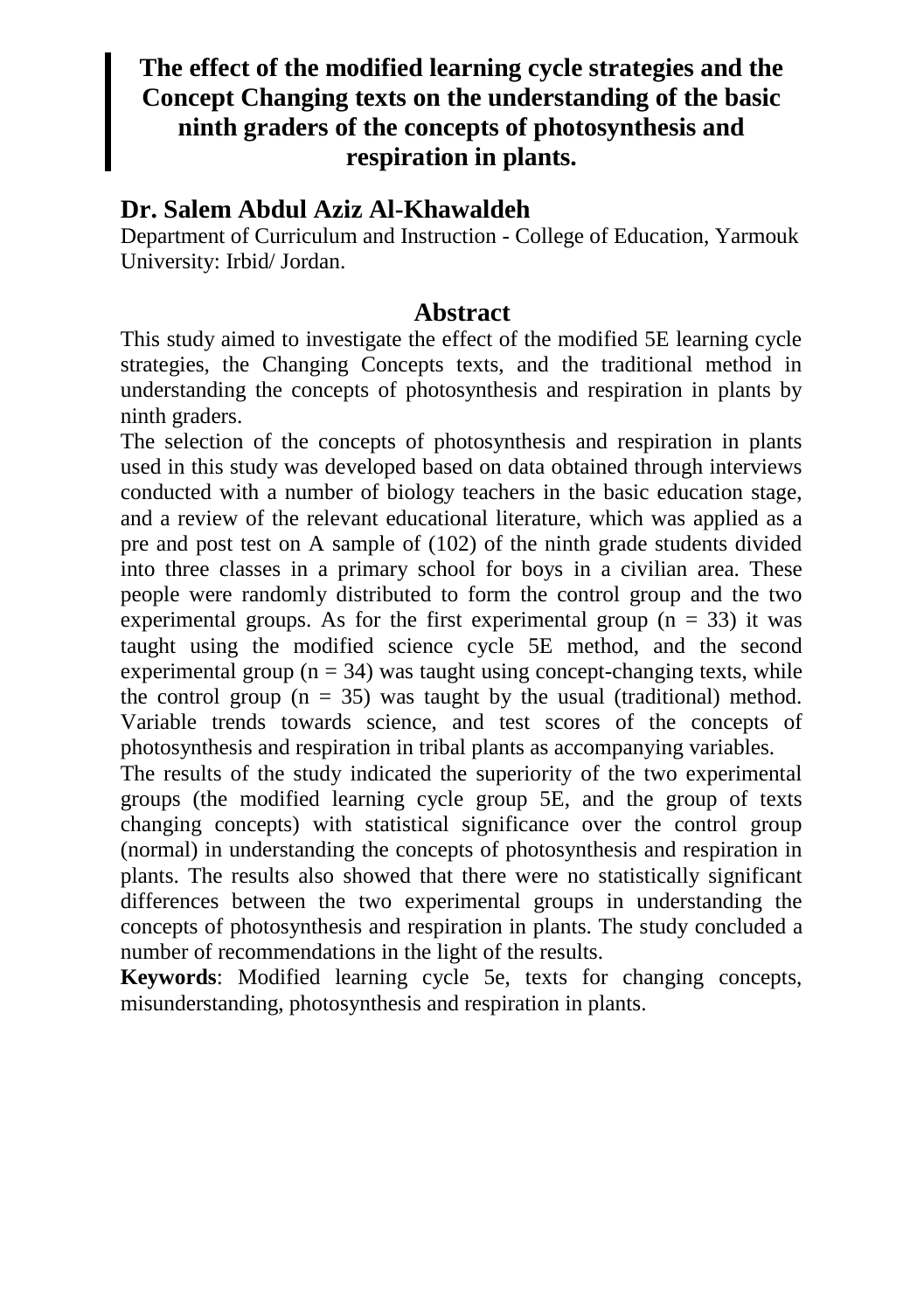# The effect of the modified learning cycle strategies and the Concept Changing texts on the understanding of the basic ninth graders of the concepts of photosynthesis and respiration in plants.

## Dr. Salem Abdul Aziz Al-Khawaldeh

Department of Curriculum and Instruction - College of Education, Yarmouk University: Irbid/ Jordan.

### Abstract

This study aimed to investigate the effect of the modified 5E learning cycle strategies, the Changing Concepts texts, and the traditional method in understanding the concepts of photosynthesis and respiration in plants by ninth graders.

The selection of the concepts of photosynthesis and respiration in plants used in this study was developed based on data obtained through interviews conducted with a number of biology teachers in the basic education stage, and a review of the relevant educational literature, which was applied as a pre and post test on A sample of (102) of the ninth grade students divided into three classes in a primary school for boys in a civilian area. These people were randomly distributed to form the control group and the two experimental groups. As for the first experimental group ($n = 33$) it was taught using the modified science cycle 5E method, and the second experimental group ($n = 34$) was taught using concept-changing texts, while the control group ($n = 35$) was taught by the usual (traditional) method. Variable trends towards science, and test scores of the concepts of photosynthesis and respiration in tribal plants as accompanying variables.

The results of the study indicated the superiority of the two experimental groups (the modified learning cycle group 5E, and the group of texts changing concepts) with statistical significance over the control group (normal) in understanding the concepts of photosynthesis and respiration in plants. The results also showed that there were no statistically significant differences between the two experimental groups in understanding the concepts of photosynthesis and respiration in plants. The study concluded a number of recommendations in the light of the results.

**Keywords**: Modified learning cycle 5e, texts for changing concepts, misunderstanding, photosynthesis and respiration in plants.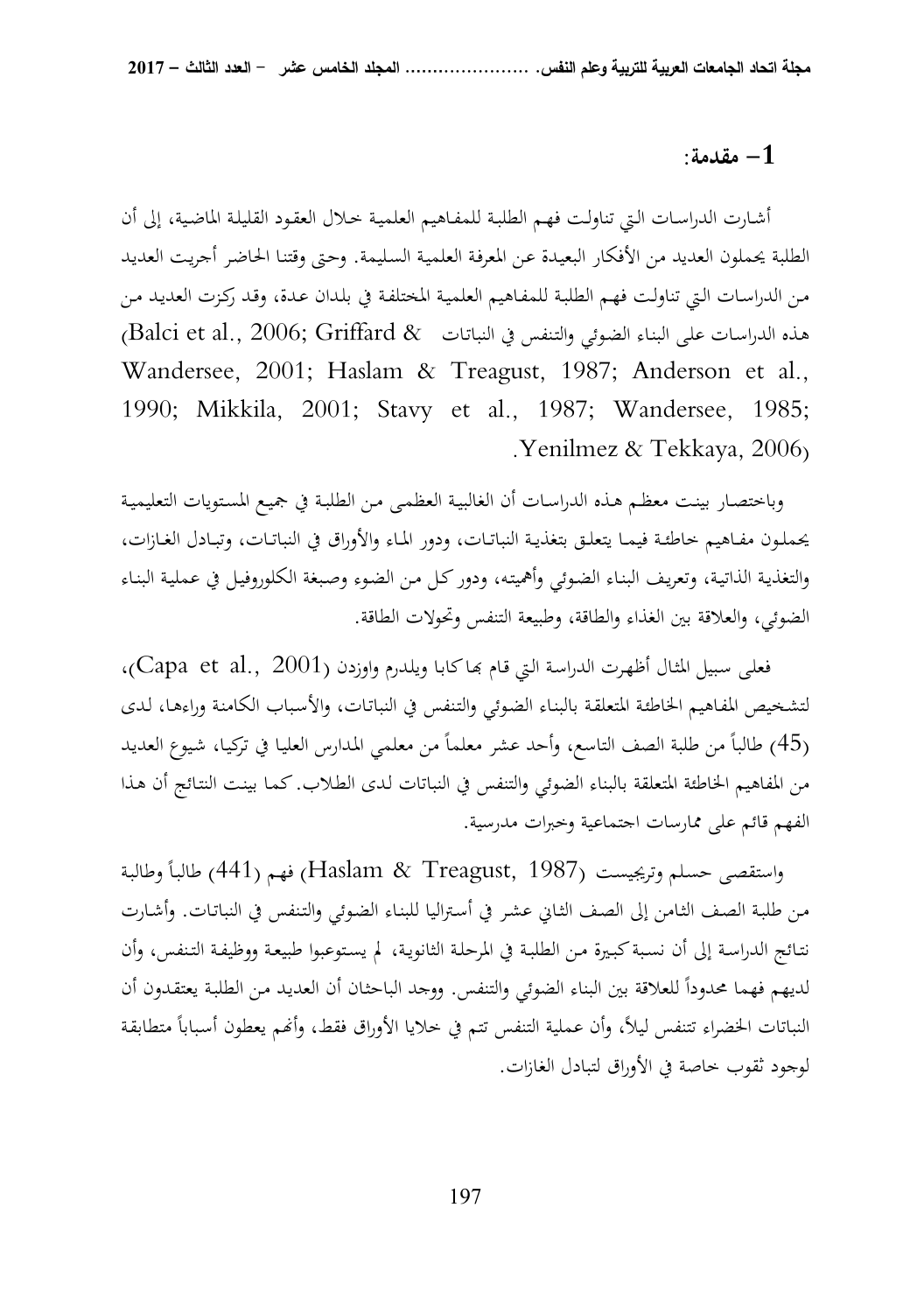## 1- مقدمة:

أشارت الدراسات التي تناولت فهم الطلبة للمفاهيم العلمية خلال العقود القليلة الماضية، إلى أن الطلبة يحملون العديد من الأفكار البعيدة عن المعرفة العلمية السليمة. وحتى وقتنا الحاضر أجريت العديد من الدراسات التي تناولت فهم الطلبة للمفاهيم العلمية المختلفة في بلدان عدة، وقد ركزت العديد من هذه الدراسات على البناء الضوئي والتنفس في النباتات (Balci et al., 2006; Griffard & Wandersee, 2001; Haslam & Treagust, 1987; Anderson et al., 1990; Mikkila, 2001; Stavy et al., 1987; Wandersee, 1985; Yenilmez & Tekkaya, 2006).

وباختصار بينت معظم هذه الدراسات أن الغالبية العظمى من الطلبة في جميع المستويات التعليمية يحملون مفاهيم خاطئة فيما يتعلق بتغذية النباتات، ودور الماء والأوراق في النباتات، وتبادل الغازات، والتغذية الذاتية، وتعريف البناء الضوئي وأهميته، ودور كل من الضوء وصبغة الكلوروفيل في عملية البناء الضوئي، والعلاقة بين الغذاء والطاقة، وطبيعة التنفس وتحولات الطاقة.

فعلى سبيل المثال أظهرت الدراسة التي قام بها كابا ويلدرم واوزدن (Capa et al., 2001)، لتشخيص المفاهيم الخاطئة المتعلقة بالبناء الضوئي والتنفس في النباتات، والأسباب الكامنة وراءها، لدى (45) طالباً من طلبة الصف التاسع، وأحد عشر معلماً من معلمي المدارس العليا في تركيا، شيوع العديد من المفاهيم الخاطئة المتعلقة بالبناء الضوئي والتنفس في النباتات لدى الطلاب. كما بينت النتائج أن هذا الفهم قائم على ممارسات اجتماعية وخبرات مدرسية.

واستقصى حسلم وتريجيست (Haslam & Treagust, 1987) فهم (441) طالباً وطالبة من طلبة الصف الثامن إلى الصف الثاني عشر في أستراليا للبناء الضوئي والتنفس في النباتات. وأشارت نتائج الدراسة إلى أن نسبة كبيرة من الطلبة في المرحلة الثانوية، لم يستوعبوا طبيعة ووظيفة التنفس، وأن لديهم فهما محدوداً للعلاقة بين البناء الضوئي والتنفس. ووجد الباحثان أن العديد من الطلبة يعتقدون أن النباتات الخضراء تتنفس ليلاً، وأن عملية التنفس تتم في خلايا الأوراق فقط، وأنهم يعطون أسباباً متطابقة لوجود ثقوب خاصة في الأوراق لتبادل الغازات.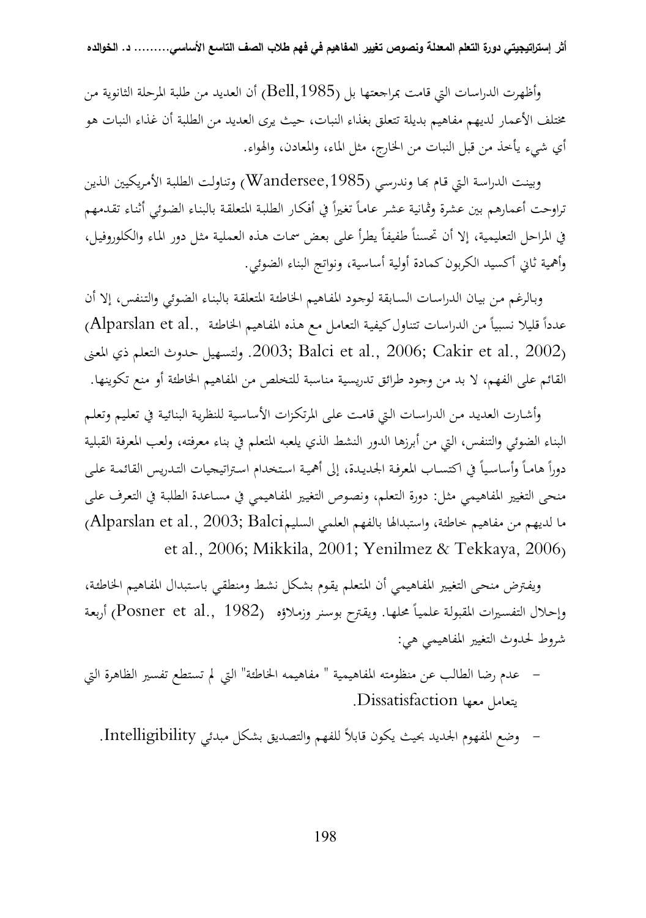وأظهرت الدراسات التي قامت بمراجعتها بل (Bell,1985) أن العديد من طلبة المرحلة الثانوية من مختلف الأعمار لديهم مفاهيم بديلة تتعلق بغذاء النبات، حيث يرى العديد من الطلبة أن غذاء النبات هو أي شيء يأخذ من قبل النبات من الخارج، مثل الماء، والمعادن، والهواء.

وبينت الدراسة التي قام بها وندرسي (Wandersee,1985) وتناولت الطلبة الأمريكيين الذين تراوحت أعمارهم بين عشرة وثمانية عشر عاماً تغيراً في أفكار الطلبة المتعلقة بالبناء الضوئي أثناء تقدمهم في المراحل التعليمية، إلا أن تحسناً طفيفاً يطرأ على بعض سمات هذه العملية مثل دور الماء والكلوروفيل، وأهمية ثاني أكسيد الكربون كمادة أولية أساسية، ونواتج البناء الضوئي.

وبالرغم من بيان الدراسات السابقة لوجود المفاهيم الخاطئة المتعلقة بالبناء الضوئي والتنفس، إلا أن عدداً قليلا نسبياً من الدراسات تتناول كيفية التعامل مع هذه المفاهيم الخاطئة (Alparslan et al., 2003; Balci et al., 2006; Cakir et al., 2002). ولتسهيل حدوث التعلم ذي المعنى القائم على الفهم، لا بد من وجود طرائق تدريسية مناسبة للتخلص من المفاهيم الخاطئة أو منع تكوينها.

وأشارت العديد من الدراسات التي قامت على المرتكزات الأساسية للنظرية البنائية في تعليم وتعلم البناء الضوئي والتنفس، التي من أبرزها الدور النشط الذي يلعبه المتعلم في بناء معرفته، ولعب المعرفة القبلية دوراً هاماً وأساسياً في اكتساب المعرفة الجديدة، إلى أهمية استخدام استراتيجيات التدريس القائمة على منحى التغيير المفاهيمي مثل: دورة التعلم، ونصوص التغيير المفاهيمي في مساعدة الطلبة في التعرف على ما لديهم من مفاهيم خاطئة، واستبدالها بالفهم العلمي السليم (Alparslan et al., 2003; Balci et al., 2006; Mikkila, 2001; Yenilmez & Tekkaya, 2006)

ويفترض منحى التغيير المفاهيمي أن المتعلم يقوم بشكل نشط ومنطقي باستبدال المفاهيم الخاطئة، وإحلال التفسيرات المقبولة علمياً محلها. ويقترح بوسنر وزملاؤه (Posner et al., 1982) أربعة شروط لحدوث التغيير المفاهيمي هي:

- عدم رضا الطالب عن منظومته المفاهيمية " مفاهيمه الخاطئة" التي لم تستطع تفسير الظاهرة التي يتعامل معها Dissatisfaction.
- وضع المفهوم الجديد بحيث يكون قابلاً للفهم والتصديق بشكل مبدئي Intelligibility.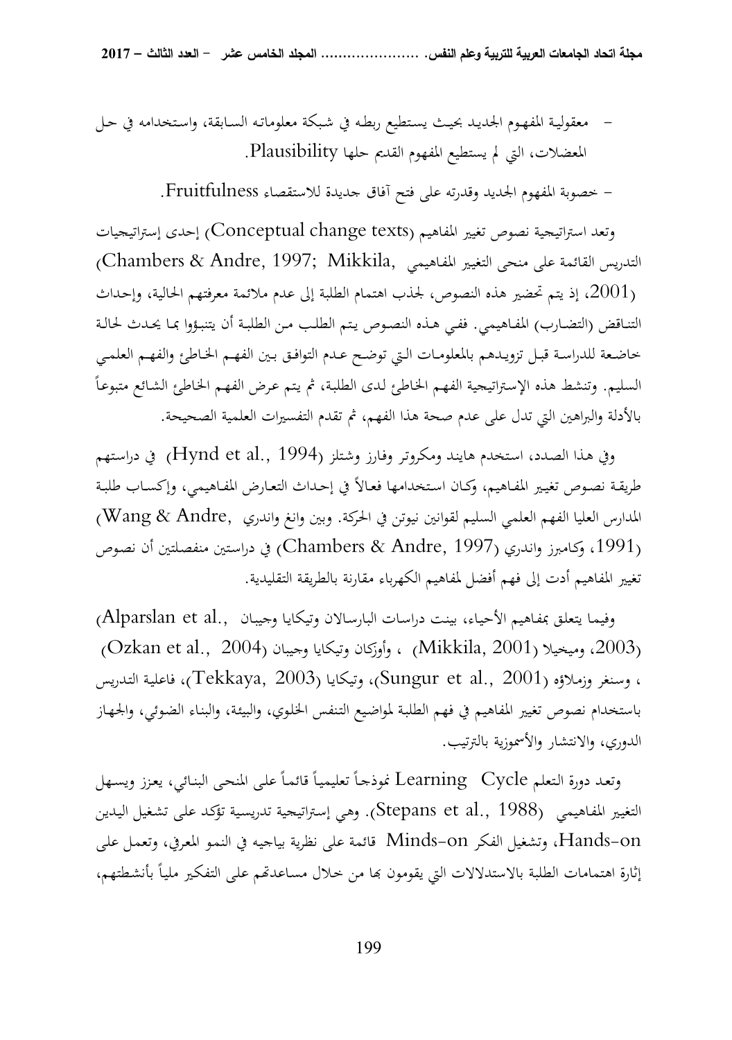- معقولية المفهوم الجديد بحيث يستطيع ربطه في شبكة معلوماته السابقة، واستخدامه في حل المعضلات، التي لم يستطيع المفهوم القديم حلها Plausibility.

- خصوبة المفهوم الجديد وقدرته على فتح آفاق جديدة للاستقصاء Fruitfulness.

وتعد استراتيجية نصوص تغيير المفاهيم (Conceptual change texts) إحدى إستراتيجيات التدريس القائمة على منحى التغيير المفاهيمي (Chambers & Andre, 1997; Mikkila, 2001)، إذ يتم تحضير هذه النصوص، لجذب اهتمام الطلبة إلى عدم ملائمة معرفتهم الحالية، وإحداث التناقض (التضارب) المفاهيمي. ففي هذه النصوص يتم الطلب من الطلبة أن يتنبؤوا بما يحدث لحالة خاضعة للدراسة قبل تزويدهم بالمعلومات التي توضح عدم التوافق بين الفهم الخاطئ والفهم العلمي السليم. وتنشط هذه الإستراتيجية الفهم الخاطئ لدى الطلبة، ثم يتم عرض الفهم الخاطئ الشائع متبوعاً بالأدلة والبراهين التي تدل على عدم صحة هذا الفهم، ثم تقدم التفسيرات العلمية الصحيحة.

وفي هذا الصدد، استخدم هايند ومكروتر وفارز وشتلز (Hynd et al., 1994) في دراستهم طريقة نصوص تغيير المفاهيم، وكان استخدامها فعالاً في إحداث التعارض المفاهيمي، وإكساب طلبة المدارس العليا الفهم العلمي السليم لقوانين نيوتن في الحركة. وبين وانغ واندري (Wang & Andre, 1991)، وكامبرز واندري (Chambers & Andre, 1997) في دراستين منفصلتين أن نصوص تغيير المفاهيم أدت إلى فهم أفضل لمفاهيم الكهرباء مقارنة بالطريقة التقليدية.

وفيما يتعلق بمفاهيم الأحياء، بينت دراسات البارسالان وتيكايا وجيبان (Alparslan et al., 2003)، وميخيلا (Mikkila, 2001) ، وأوزكان وتيكايا وجيبان (Ozkan et al., 2004) ، وسنغر وزملاؤه (Sungur et al., 2001)، وتيكايا (Tekkaya, 2003)، فاعلية التدريس باستخدام نصوص تغيير المفاهيم في فهم الطلبة لمواضيع التنفس الخلوي، والبيئة، والبناء الضوئي، والجهاز الدوري، والانتشار والأسموزية بالترتيب.

وتعد دورة التعلم Learning Cycle نموذجاً تعليمياً قائماً على المنحى البنائي، يعزز ويسهل التغيير المفاهيمي (Stepans et al., 1988). وهي إستراتيجية تدريسية تؤكد على تشغيل اليدين Hands-on، وتشغيل الفكر Minds-on قائمة على نظرية بياجيه في النمو المعرفي، وتعمل على إثارة اهتمامات الطلبة بالاستدلالات التي يقومون بها من خلال مساعدتهم على التفكير ملياً بأنشطتهم،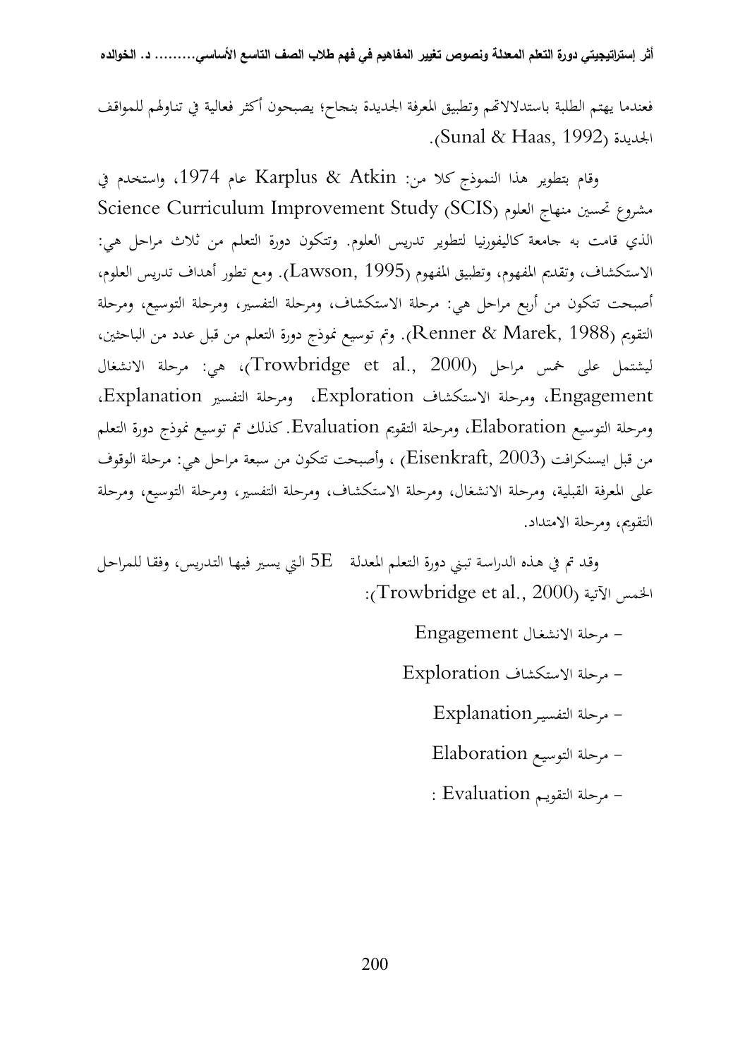فعندما يهتم الطلبة باستدلالاتهم وتطبيق المعرفة الجديدة بنجاح؛ يصبحون أكثر فعالية في تناولهم للمواقف الجديدة (Sunal & Haas, 1992).

وقام بتطوير هذا النموذج كلا من: Karplus & Atkin عام 1974، واستخدم في مشروع تحسين منهاج العلوم (SCIS) Science Curriculum Improvement Study الذي قامت به جامعة كاليفورنيا لتطوير تدريس العلوم. وتتكون دورة التعلم من ثلاث مراحل هي: الاستكشاف، وتقديم المفهوم، وتطبيق المفهوم (Lawson, 1995). ومع تطور أهداف تدريس العلوم، أصبحت تتكون من أربع مراحل هي: مرحلة الاستكشاف، ومرحلة التفسير، ومرحلة التوسيع، ومرحلة التقويم (Renner & Marek, 1988). وتم توسيع نموذج دورة التعلم من قبل عدد من الباحثين، ليشتمل على خمس مراحل (Trowbridge et al., 2000)، هي: مرحلة الانشغال Engagement، ومرحلة الاستكشاف Exploration، ومرحلة التفسير Explanation، ومرحلة التوسيع Elaboration، ومرحلة التقويم Evaluation. كذلك تم توسيع نموذج دورة التعلم من قبل ايسنكرافت (Eisenkraft, 2003) ، وأصبحت تتكون من سبعة مراحل هي: مرحلة الوقوف على المعرفة القبلية، ومرحلة الانشغال، ومرحلة الاستكشاف، ومرحلة التفسير، ومرحلة التوسيع، ومرحلة التقويم، ومرحلة الامتداد.

وقد تم في هذه الدراسة تبني دورة التعلم المعدلة 5E التي يسير فيها التدريس، وفقا للمراحل الخمس الآتية (Trowbridge et al., 2000):

- مرحلة الانشغال Engagement
- مرحلة الاستكشاف Exploration
- مرحلة التفسير Explanation
- مرحلة التوسيع Elaboration
- مرحلة التقويم Evaluation :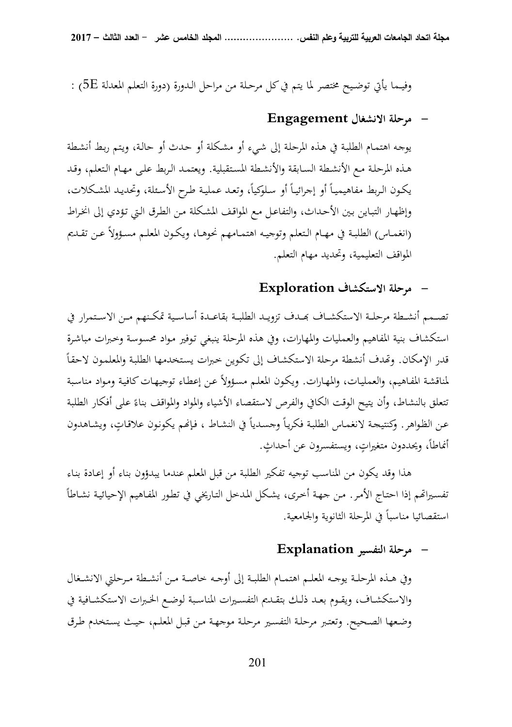وفيما يأتي توضيح مختصر لما يتم في كل مرحلة من مراحل الدورة (دورة التعلم المعدلة 5E) :

- **مرحلة الانشغال Engagement**

يوجه اهتمام الطلبة في هذه المرحلة إلى شيء أو مشكلة أو حدث أو حالة، ويتم ربط أنشطة هذه المرحلة مع الأنشطة السابقة والأنشطة المستقبلية. ويعتمد الربط على مهام التعلم، وقد يكون الربط مفاهيمياً أو إجرائياً أو سلوكياً، وتعد عملية طرح الأسئلة، وتحديد المشكلات، وإظهار التباين بين الأحداث، والتفاعل مع المواقف المشكلة من الطرق التي تؤدي إلى انخراط (انغماس) الطلبة في مهام التعلم وتوجيه اهتمامهم نحوها، ويكون المعلم مسؤولاً عن تقديم المواقف التعليمية، وتحديد مهام التعلم.

- **مرحلة الاستكشاف Exploration**

تصمم أنشطة مرحلة الاستكشاف بهدف تزويد الطلبة بقاعدة أساسية تمكنهم من الاستمرار في استكشاف بنية المفاهيم والعمليات والمهارات، وفي هذه المرحلة ينبغي توفير مواد محسوسة وخبرات مباشرة قدر الإمكان. وتهدف أنشطة مرحلة الاستكشاف إلى تكوين خبرات يستخدمها الطلبة والمعلمون لاحقاً لمناقشة المفاهيم، والعمليات، والمهارات. ويكون المعلم مسؤولاً عن إعطاء توجيهات كافية ومواد مناسبة تتعلق بالنشاط، وأن يتيح الوقت الكافي والفرص لاستقصاء الأشياء والمواد والمواقف بناءً على أفكار الطلبة عن الظواهر. وكنتيجة لانغماس الطلبة فكرياً وجسدياً في النشاط ، فإنهم يكونون علاقاتٍ، ويشاهدون أنماطاً، ويحددون متغيراتٍ، ويستفسرون عن أحداثٍ.

هذا وقد يكون من المناسب توجيه تفكير الطلبة من قبل المعلم عندما يبدؤون بناء أو إعادة بناء تفسيراتهم إذا احتاج الأمر. من جهة أخرى، يشكل المدخل التاريخي في تطور المفاهيم الإحيائية نشاطاً استقصائيا مناسباً في المرحلة الثانوية والجامعية.

- **مرحلة التفسير Explanation**

وفي هذه المرحلة يوجه المعلم اهتمام الطلبة إلى أوجه خاصة من أنشطة مرحلتي الانشغال والاستكشاف، ويقوم بعد ذلك بتقديم التفسيرات المناسبة لوضع الخبرات الاستكشافية في وضعها الصحيح. وتعتبر مرحلة التفسير مرحلة موجهة من قبل المعلم، حيث يستخدم طرق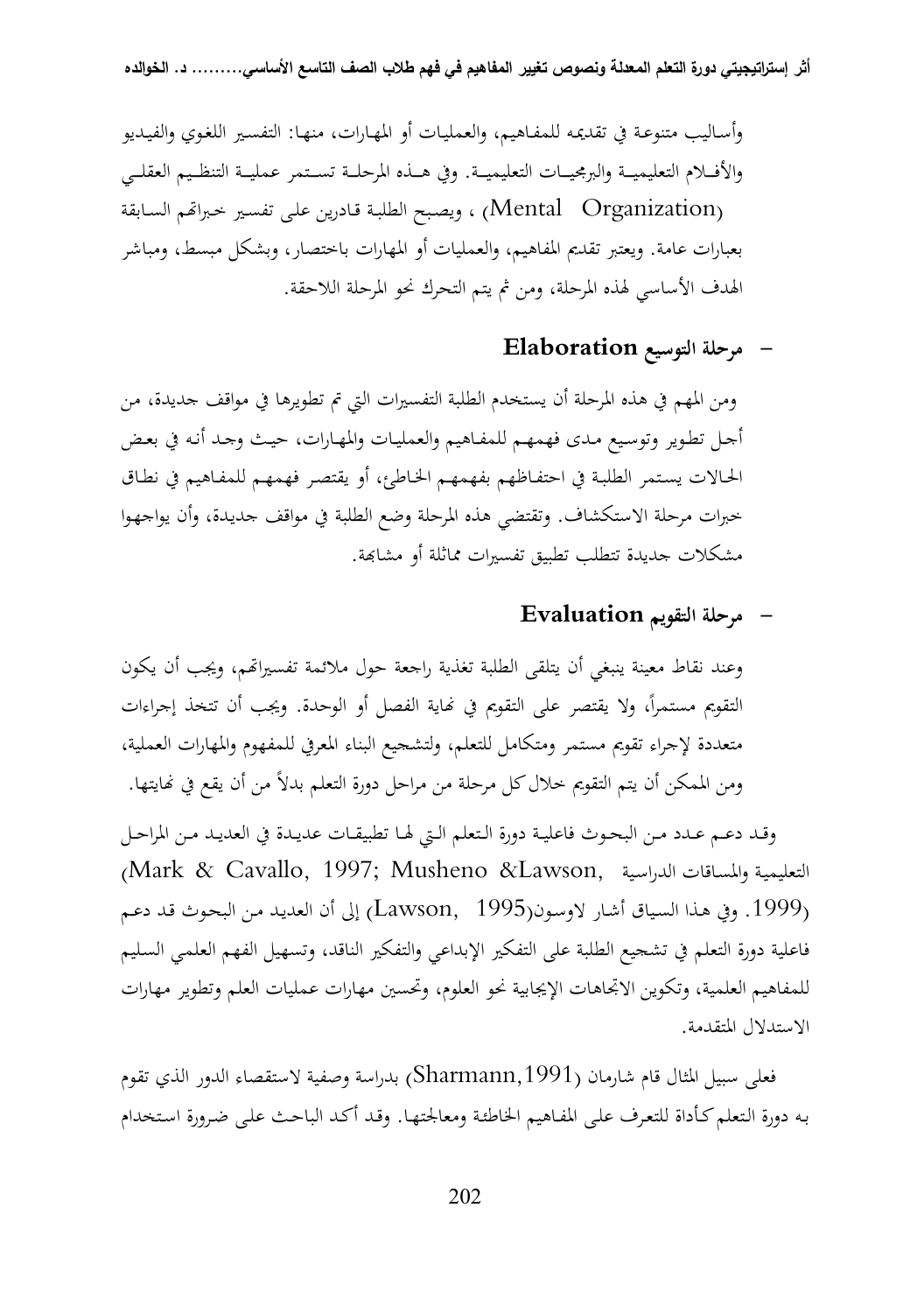وأساليب متنوعة في تقديمه للمفاهيم، والعمليات أو المهارات، منها: التفسير اللغوي والفيديو والأفلام التعليمية والبرمجيات التعليمية. وفي هذه المرحلة تستمر عملية التنظيم العقلي (Mental Organization) ، ويصبح الطلبة قادرين على تفسير خبراتهم السابقة بعبارات عامة. ويعتبر تقديم المفاهيم، والعمليات أو المهارات باختصار، وبشكل مبسط، ومباشر الهدف الأساسي لهذه المرحلة، ومن ثم يتم التحرك نحو المرحلة اللاحقة.

- **مرحلة التوسيع Elaboration**

ومن المهم في هذه المرحلة أن يستخدم الطلبة التفسيرات التي تم تطويرها في مواقف جديدة، من أجل تطوير وتوسيع مدى فهمهم للمفاهيم والعمليات والمهارات، حيث وجد أنه في بعض الحالات يستمر الطلبة في احتفاظهم بفهمهم الخاطئ، أو يقتصر فهمهم للمفاهيم في نطاق خبرات مرحلة الاستكشاف. وتقتضي هذه المرحلة وضع الطلبة في مواقف جديدة، وأن يواجهوا مشكلات جديدة تتطلب تطبيق تفسيرات مماثلة أو مشابهة.

- **مرحلة التقويم Evaluation**

وعند نقاط معينة ينبغي أن يتلقى الطلبة تغذية راجعة حول ملائمة تفسيراتهم، ويجب أن يكون التقويم مستمراً، ولا يقتصر على التقويم في نهاية الفصل أو الوحدة. ويجب أن تتخذ إجراءات متعددة لإجراء تقويم مستمر ومتكامل للتعلم، ولتشجيع البناء المعرفي للمفهوم والمهارات العملية، ومن الممكن أن يتم التقويم خلال كل مرحلة من مراحل دورة التعلم بدلاً من أن يقع في نهايتها.

وقد دعم عدد من البحوث فاعلية دورة التعلم التي لها تطبيقات عديدة في العديد من المراحل التعليمية والمساقات الدراسية (Mark & Cavallo, 1997; Musheno &Lawson, 1999). وفي هذا السياق أشار لاوسون(Lawson, 1995) إلى أن العديد من البحوث قد دعم فاعلية دورة التعلم في تشجيع الطلبة على التفكير الإبداعي والتفكير الناقد، وتسهيل الفهم العلمي السليم للمفاهيم العلمية، وتكوين الاتجاهات الإيجابية نحو العلوم، وتحسين مهارات عمليات العلم وتطوير مهارات الاستدلال المتقدمة.

فعلى سبيل المثال قام شارمان (Sharmann,1991) بدراسة وصفية لاستقصاء الدور الذي تقوم به دورة التعلم كأداة للتعرف على المفاهيم الخاطئة ومعالجتها. وقد أكد الباحث على ضرورة استخدام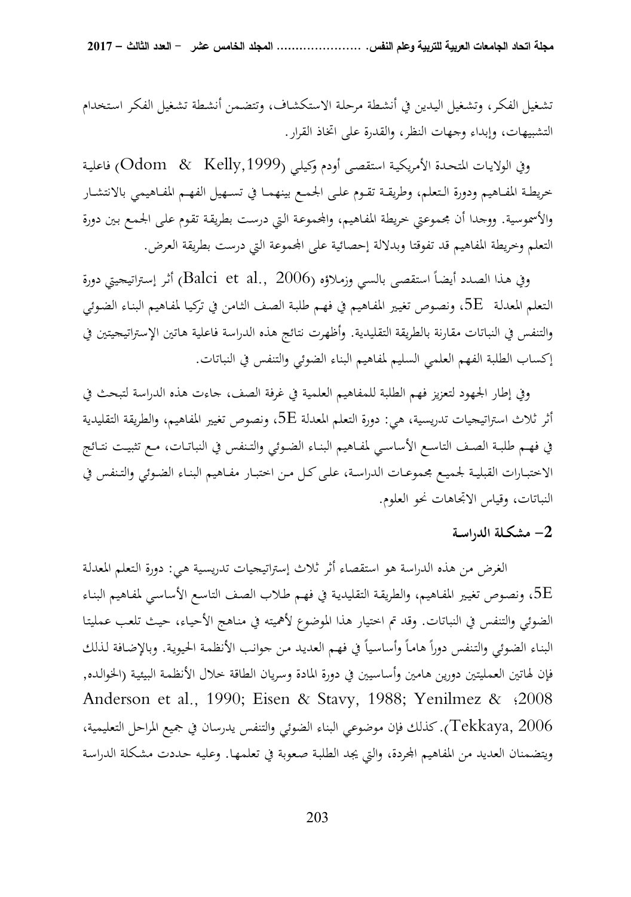تشغيل الفكر، وتشغيل اليدين في أنشطة مرحلة الاستكشاف، وتتضمن أنشطة تشغيل الفكر استخدام التشبيهات، وإبداء وجهات النظر، والقدرة على اتخاذ القرار.

وفي الولايات المتحدة الأمريكية استقصى أودم وكيلي (Odom & Kelly,1999) فاعلية خريطة المفاهيم ودورة التعلم، وطريقة تقوم على الجمع بينهما في تسهيل الفهم المفاهيمي بالانتشار والأسموسية. ووجدا أن مجموعتي خريطة المفاهيم، والمجموعة التي درست بطريقة تقوم على الجمع بين دورة التعلم وخريطة المفاهيم قد تفوقتا وبدلالة إحصائية على المجموعة التي درست بطريقة العرض.

وفي هذا الصدد أيضاً استقصى بالسي وزملاؤه (Balci et al., 2006) أثر إستراتيجيتي دورة التعلم المعدلة 5E، ونصوص تغيير المفاهيم في فهم طلبة الصف الثامن في تركيا لمفاهيم البناء الضوئي والتنفس في النباتات مقارنة بالطريقة التقليدية. وأظهرت نتائج هذه الدراسة فاعلية هاتين الإستراتيجيتين في إكساب الطلبة الفهم العلمي السليم لمفاهيم البناء الضوئي والتنفس في النباتات.

وفي إطار الجهود لتعزيز فهم الطلبة للمفاهيم العلمية في غرفة الصف، جاءت هذه الدراسة لتبحث في أثر ثلاث استراتيجيات تدريسية، هي: دورة التعلم المعدلة 5E، ونصوص تغيير المفاهيم، والطريقة التقليدية في فهم طلبة الصف التاسع الأساسي لمفاهيم البناء الضوئي والتنفس في النباتات، مع تثبيت نتائج الاختبارات القبلية لجميع مجموعات الدراسة، على كل من اختبار مفاهيم البناء الضوئي والتنفس في النباتات، وقياس الاتجاهات نحو العلوم.

## 2- مشكلة الدراسة

الغرض من هذه الدراسة هو استقصاء أثر ثلاث إستراتيجيات تدريسية هي: دورة التعلم المعدلة 5E، ونصوص تغيير المفاهيم، والطريقة التقليدية في فهم طلاب الصف التاسع الأساسي لمفاهيم البناء الضوئي والتنفس في النباتات. وقد تم اختيار هذا الموضوع لأهميته في مناهج الأحياء، حيث تلعب عمليتا البناء الضوئي والتنفس دوراً هاماً وأساسياً في فهم العديد من جوانب الأنظمة الحيوية. وبالإضافة لذلك فإن لهاتين العمليتين دورين هامين وأساسيين في دورة المادة وسريان الطاقة خلال الأنظمة البيئية (الخوالده، 2008؛ Anderson et al., 1990; Eisen & Stavy, 1988; Yenilmez & Tekkaya, 2006). كذلك فإن موضوعي البناء الضوئي والتنفس يدرسان في جميع المراحل التعليمية، ويتضمنان العديد من المفاهيم المجردة، والتي يجد الطلبة صعوبة في تعلمها. وعليه حددت مشكلة الدراسة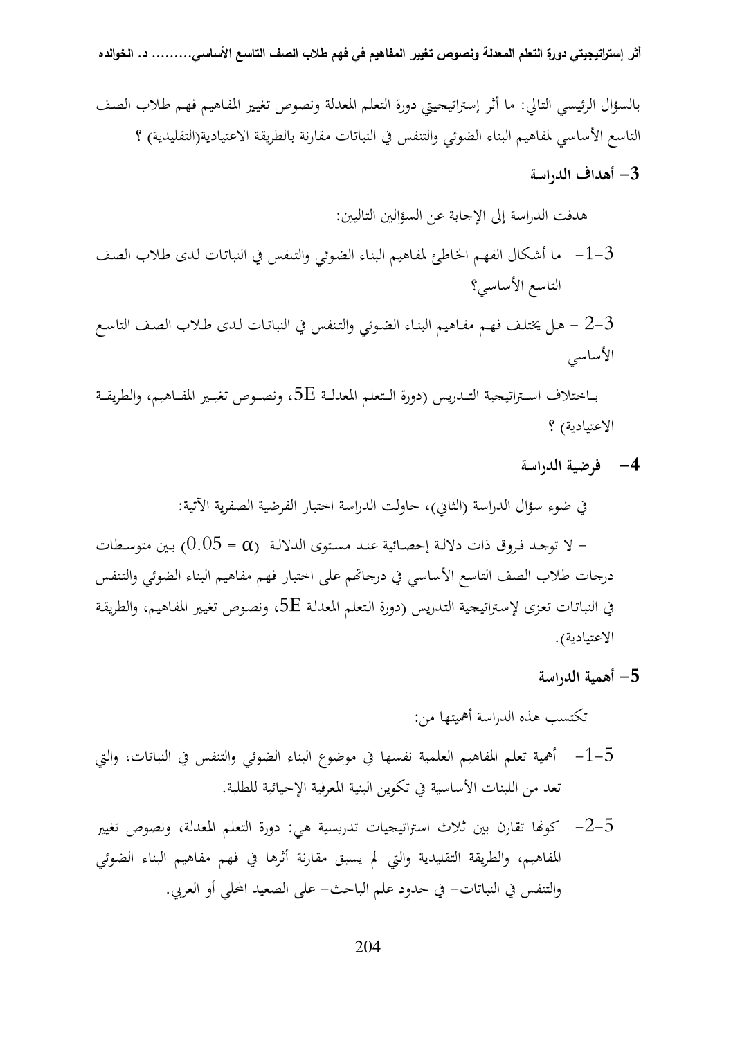بالسؤال الرئيسي التالي: ما أثر إستراتيجيتي دورة التعلم المعدلة ونصوص تغيير المفاهيم فهم طلاب الصف التاسع الأساسي لمفاهيم البناء الضوئي والتنفس في النباتات مقارنة بالطريقة الاعتيادية(التقليدية) ؟

## 3- أهداف الدراسة

هدفت الدراسة إلى الإجابة عن السؤالين التاليين:

3-1- ما أشكال الفهم الخاطئ لمفاهيم البناء الضوئي والتنفس في النباتات لدى طلاب الصف التاسع الأساسي؟

3-2 - هل يختلف فهم مفاهيم البناء الضوئي والتنفس في النباتات لدى طلاب الصف التاسع الأساسي

باختلاف استراتيجية التدريس (دورة التعلم المعدلة 5E، ونصوص تغيير المفاهيم، والطريقة الاعتيادية) ؟

## 4- فرضية الدراسة

في ضوء سؤال الدراسة (الثاني)، حاولت الدراسة اختبار الفرضية الصفرية الآتية:

- لا توجد فروق ذات دلالة إحصائية عند مستوى الدلالة ($\alpha = 0.05$) بين متوسطات درجات طلاب الصف التاسع الأساسي في درجاتهم على اختبار فهم مفاهيم البناء الضوئي والتنفس في النباتات تعزى لإستراتيجية التدريس (دورة التعلم المعدلة 5E، ونصوص تغيير المفاهيم، والطريقة الاعتيادية).

## 5- أهمية الدراسة

تكتسب هذه الدراسة أهميتها من:

5-1- أهمية تعلم المفاهيم العلمية نفسها في موضوع البناء الضوئي والتنفس في النباتات، والتي تعد من اللبنات الأساسية في تكوين البنية المعرفية الإحيائية للطلبة.

5-2- كونها تقارن بين ثلاث استراتيجيات تدريسية هي: دورة التعلم المعدلة، ونصوص تغيير المفاهيم، والطريقة التقليدية والتي لم يسبق مقارنة أثرها في فهم مفاهيم البناء الضوئي والتنفس في النباتات- في حدود علم الباحث- على الصعيد المحلي أو العربي.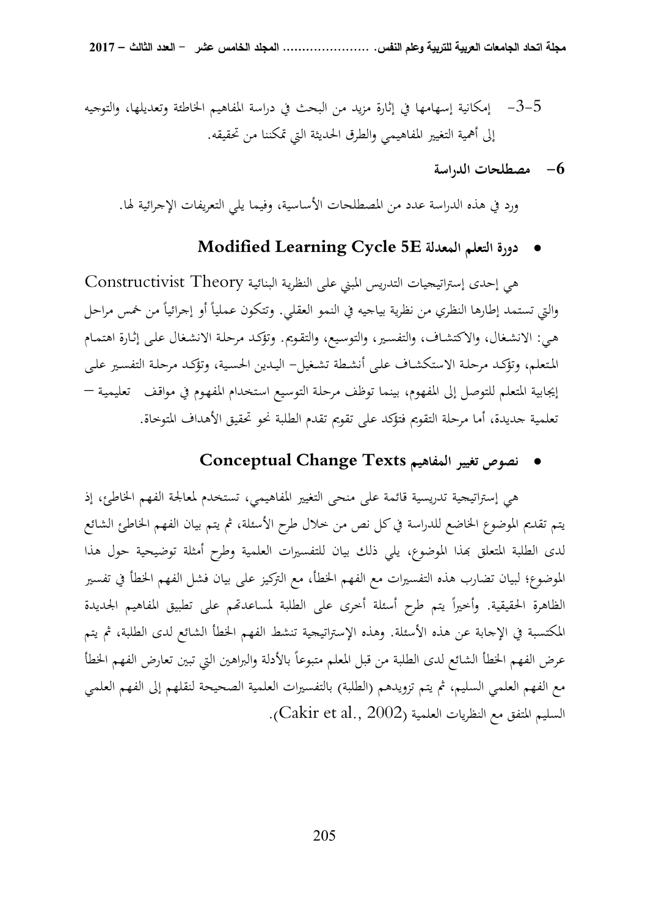5-3- إمكانية إسهامها في إثارة مزيد من البحث في دراسة المفاهيم الخاطئة وتعديلها، والتوجيه إلى أهمية التغيير المفاهيمي والطرق الحديثة التي تمكننا من تحقيقه.

## 6- مصطلحات الدراسة

ورد في هذه الدراسة عدد من المصطلحات الأساسية، وفيما يلي التعريفات الإجرائية لها.

- **دورة التعلم المعدلة Modified Learning Cycle 5E**

هي إحدى إستراتيجيات التدريس المبني على النظرية البنائية Constructivist Theory والتي تستمد إطارها النظري من نظرية بياجيه في النمو العقلي. وتتكون عملياً أو إجرائياً من خمس مراحل هي: الانشغال، والاكتشاف، والتفسير، والتوسيع، والتقويم. وتؤكد مرحلة الانشغال على إثارة اهتمام المتعلم، وتؤكد مرحلة الاستكشاف على أنشطة تشغيل- اليدين الحسية، وتؤكد مرحلة التفسير على إيجابية المتعلم للتوصل إلى المفهوم، بينما توظف مرحلة التوسيع استخدام المفهوم في مواقف تعليمية – تعلمية جديدة، أما مرحلة التقويم فتؤكد على تقويم تقدم الطلبة نحو تحقيق الأهداف المتوخاة.

- **نصوص تغيير المفاهيم Conceptual Change Texts**

هي إستراتيجية تدريسية قائمة على منحى التغيير المفاهيمي، تستخدم لمعالجة الفهم الخاطئ، إذ يتم تقديم الموضوع الخاضع للدراسة في كل نص من خلال طرح الأسئلة، ثم يتم بيان الفهم الخاطئ الشائع لدى الطلبة المتعلق بهذا الموضوع، يلي ذلك بيان للتفسيرات العلمية وطرح أمثلة توضيحية حول هذا الموضوع؛ لبيان تضارب هذه التفسيرات مع الفهم الخطأ، مع التركيز على بيان فشل الفهم الخطأ في تفسير الظاهرة الحقيقية. وأخيراً يتم طرح أسئلة أخرى على الطلبة لمساعدتهم على تطبيق المفاهيم الجديدة المكتسبة في الإجابة عن هذه الأسئلة. وهذه الإستراتيجية تنشط الفهم الخطأ الشائع لدى الطلبة، ثم يتم عرض الفهم الخطأ الشائع لدى الطلبة من قبل المعلم متبوعاً بالأدلة والبراهين التي تبين تعارض الفهم الخطأ مع الفهم العلمي السليم، ثم يتم تزويدهم (الطلبة) بالتفسيرات العلمية الصحيحة لنقلهم إلى الفهم العلمي السليم المتفق مع النظريات العلمية (Cakir et al., 2002).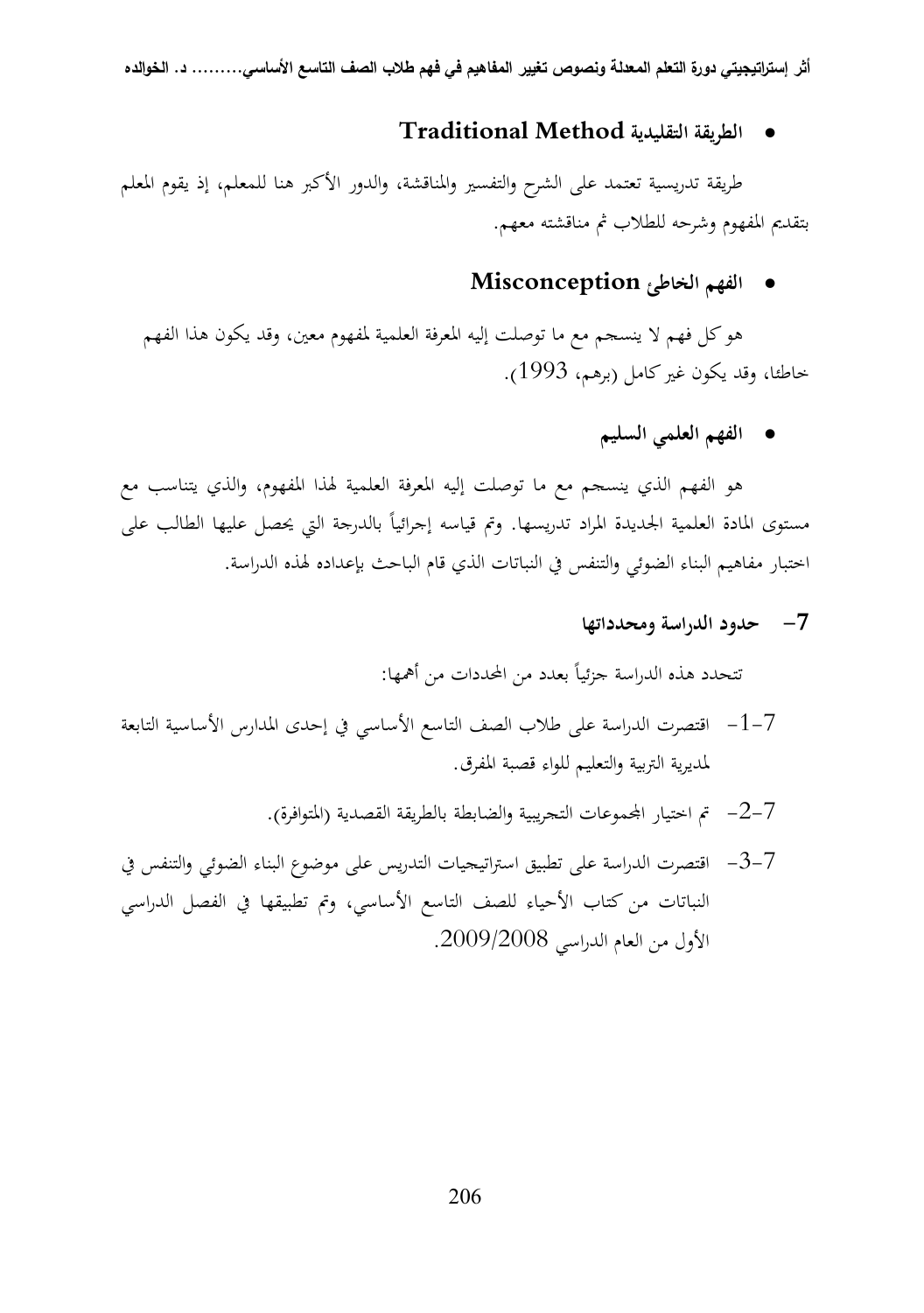- **الطريقة التقليدية Traditional Method**

طريقة تدريسية تعتمد على الشرح والتفسير والمناقشة، والدور الأكبر هنا للمعلم، إذ يقوم المعلم بتقديم المفهوم وشرحه للطلاب ثم مناقشته معهم.

- **الفهم الخاطئ Misconception**

هو كل فهم لا ينسجم مع ما توصلت إليه المعرفة العلمية لمفهوم معين، وقد يكون هذا الفهم خاطئا، وقد يكون غير كامل (برهم، 1993).

- **الفهم العلمي السليم**

هو الفهم الذي ينسجم مع ما توصلت إليه المعرفة العلمية لهذا المفهوم، والذي يتناسب مع مستوى المادة العلمية الجديدة المراد تدريسها. وتم قياسه إجرائياً بالدرجة التي يحصل عليها الطالب على اختبار مفاهيم البناء الضوئي والتنفس في النباتات الذي قام الباحث بإعداده لهذه الدراسة.

## 7- حدود الدراسة ومحدداتها

تتحدد هذه الدراسة جزئياً بعدد من المحددات من أهمها:

7-1- اقتصرت الدراسة على طلاب الصف التاسع الأساسي في إحدى المدارس الأساسية التابعة لمديرية التربية والتعليم للواء قصبة المفرق.

7-2- تم اختيار المجموعات التجريبية والضابطة بالطريقة القصدية (المتوافرة).

7-3- اقتصرت الدراسة على تطبيق استراتيجيات التدريس على موضوع البناء الضوئي والتنفس في النباتات من كتاب الأحياء للصف التاسع الأساسي، وتم تطبيقها في الفصل الدراسي الأول من العام الدراسي 2009/2008.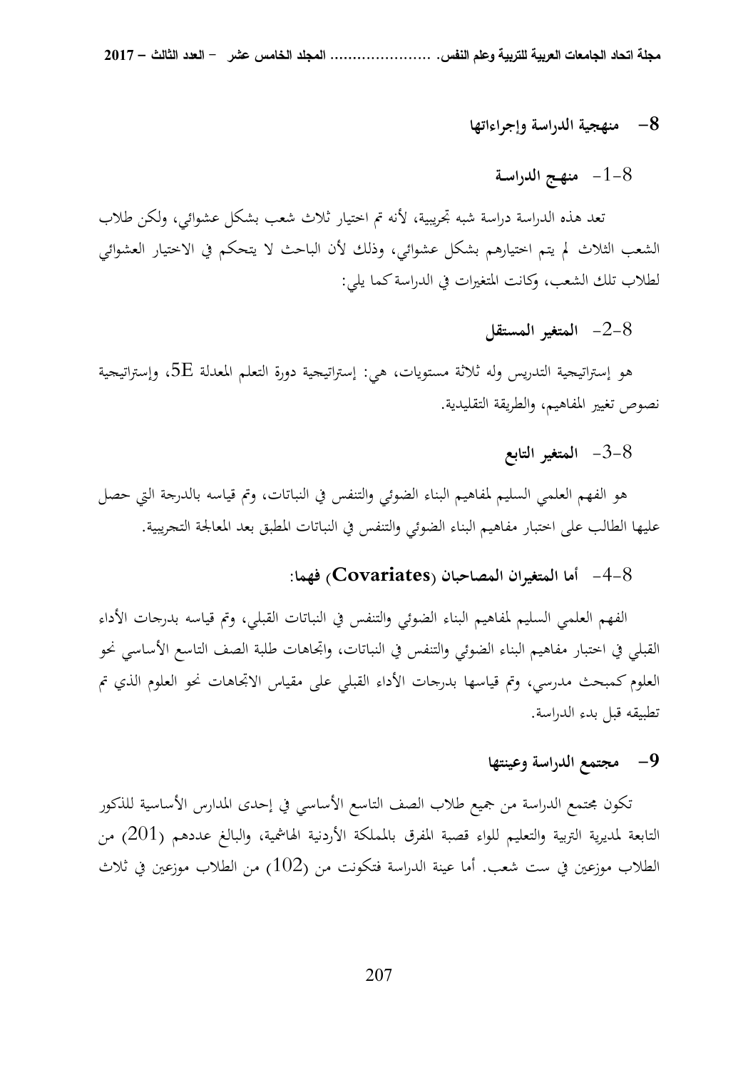## 8- منهجية الدراسة وإجراءاتها

### 8-1- منهـج الدراسـة

تعد هذه الدراسة دراسة شبه تجريبية، لأنه تم اختيار ثلاث شعب بشكل عشوائي، ولكن طلاب الشعب الثلاث لم يتم اختيارهم بشكل عشوائي، وذلك لأن الباحث لا يتحكم في الاختيار العشوائي لطلاب تلك الشعب، وكانت المتغيرات في الدراسة كما يلي:

### 8-2- المتغير المستقل

هو إستراتيجية التدريس وله ثلاثة مستويات، هي: إستراتيجية دورة التعلم المعدلة 5E، وإستراتيجية نصوص تغيير المفاهيم، والطريقة التقليدية.

### 8-3- المتغير التابع

هو الفهم العلمي السليم لمفاهيم البناء الضوئي والتنفس في النباتات، وتم قياسه بالدرجة التي حصل عليها الطالب على اختبار مفاهيم البناء الضوئي والتنفس في النباتات المطبق بعد المعالجة التجريبية.

### 8-4- أما المتغيران المصاحبان (**Covariates**) فهما:

الفهم العلمي السليم لمفاهيم البناء الضوئي والتنفس في النباتات القبلي، وتم قياسه بدرجات الأداء القبلي في اختبار مفاهيم البناء الضوئي والتنفس في النباتات، واتجاهات طلبة الصف التاسع الأساسي نحو العلوم كمبحث مدرسي، وتم قياسها بدرجات الأداء القبلي على مقياس الاتجاهات نحو العلوم الذي تم تطبيقه قبل بدء الدراسة.

## 9- مجتمع الدراسة وعينتها

تكون مجتمع الدراسة من جميع طلاب الصف التاسع الأساسي في إحدى المدارس الأساسية للذكور التابعة لمديرية التربية والتعليم للواء قصبة المفرق بالمملكة الأردنية الهاشمية، والبالغ عددهم (201) من الطلاب موزعين في ست شعب. أما عينة الدراسة فتكونت من (102) من الطلاب موزعين في ثلاث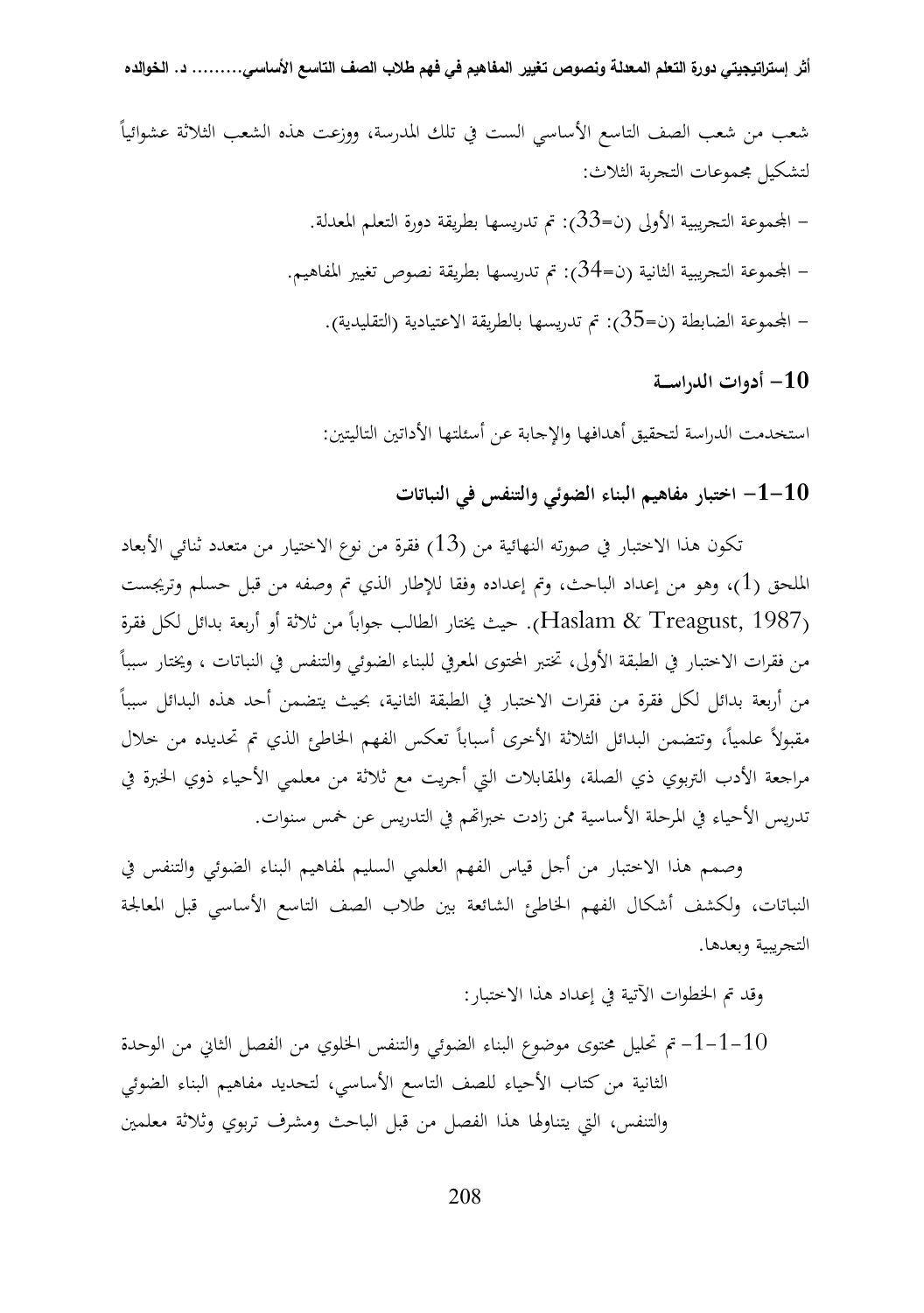شعب من شعب الصف التاسع الأساسي الست في تلك المدرسة، ووزعت هذه الشعب الثلاثة عشوائياً لتشكيل مجموعات التجربة الثلاث:

- المجموعة التجريبية الأولى (ن=33): تم تدريسها بطريقة دورة التعلم المعدلة.
- المجموعة التجريبية الثانية (ن=34): تم تدريسها بطريقة نصوص تغيير المفاهيم.
- المجموعة الضابطة (ن=35): تم تدريسها بالطريقة الاعتيادية (التقليدية).

## 10- أدوات الدراسة

استخدمت الدراسة لتحقيق أهدافها والإجابة عن أسئلتها الأداتين التاليتين:

### 10-1- اختبار مفاهيم البناء الضوئي والتنفس في النباتات

تكون هذا الاختبار في صورته النهائية من (13) فقرة من نوع الاختيار من متعدد ثنائي الأبعاد الملحق (1)، وهو من إعداد الباحث، وتم إعداده وفقا للإطار الذي تم وصفه من قبل حسلم وتريجست (Haslam & Treagust, 1987). حيث يختار الطالب جواباً من ثلاثة أو أربعة بدائل لكل فقرة من فقرات الاختبار في الطبقة الأولى، تختبر المحتوى المعرفي للبناء الضوئي والتنفس في النباتات ، ويختار سبباً من أربعة بدائل لكل فقرة من فقرات الاختبار في الطبقة الثانية، بحيث يتضمن أحد هذه البدائل سبباً مقبولاً علمياً، وتتضمن البدائل الثلاثة الأخرى أسباباً تعكس الفهم الخاطئ الذي تم تحديده من خلال مراجعة الأدب التربوي ذي الصلة، والمقابلات التي أجريت مع ثلاثة من معلمي الأحياء ذوي الخبرة في تدريس الأحياء في المرحلة الأساسية ممن زادت خبراتهم في التدريس عن خمس سنوات.

وصمم هذا الاختبار من أجل قياس الفهم العلمي السليم لمفاهيم البناء الضوئي والتنفس في النباتات، ولكشف أشكال الفهم الخاطئ الشائعة بين طلاب الصف التاسع الأساسي قبل المعالجة التجريبية وبعدها.

وقد تم الخطوات الآتية في إعداد هذا الاختبار:

10-1-1- تم تحليل محتوى موضوع البناء الضوئي والتنفس الخلوي من الفصل الثاني من الوحدة الثانية من كتاب الأحياء للصف التاسع الأساسي، لتحديد مفاهيم البناء الضوئي والتنفس، التي يتناولها هذا الفصل من قبل الباحث ومشرف تربوي وثلاثة معلمين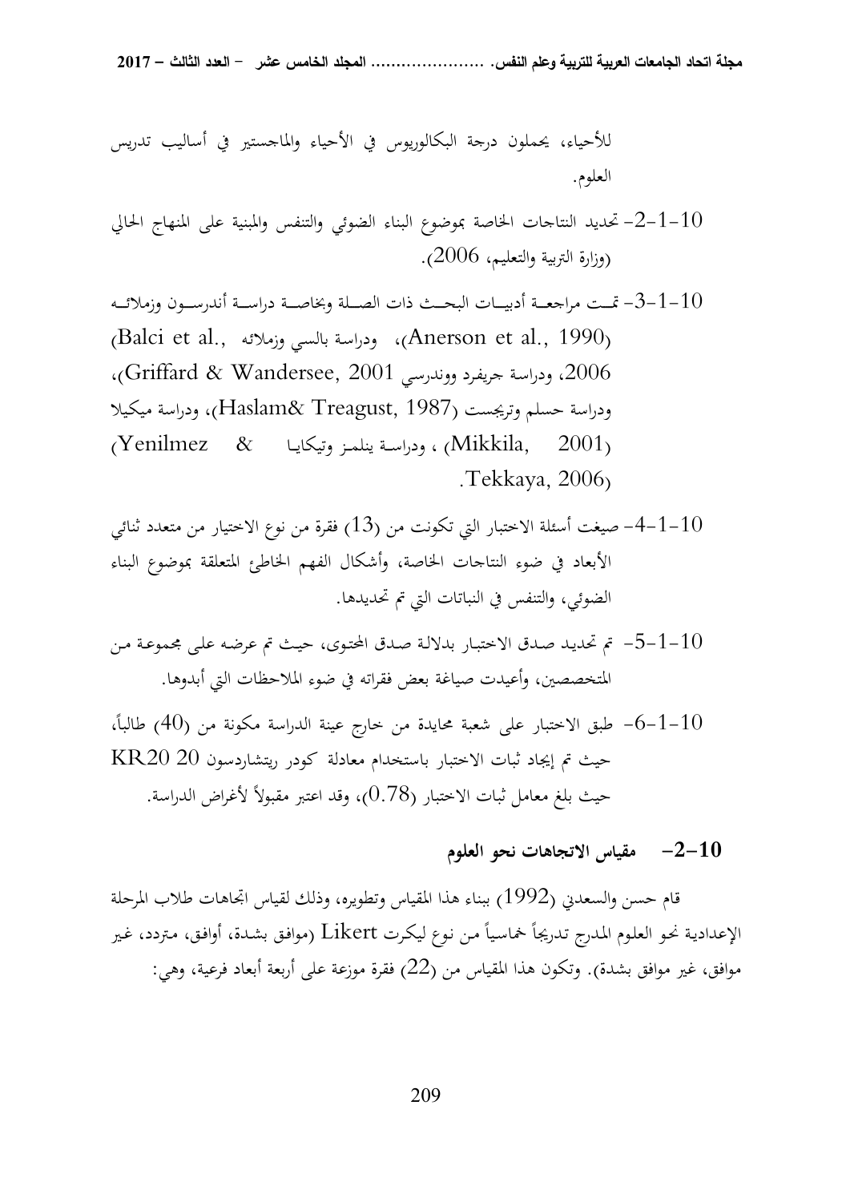للأحياء، يحملون درجة البكالوريوس في الأحياء والماجستير في أساليب تدريس العلوم.

10-1-2- تحديد النتاجات الخاصة بموضوع البناء الضوئي والتنفس والمبنية على المنهاج الحالي (وزارة التربية والتعليم، 2006).

10-1-3- تمت مراجعة أدبيات البحث ذات الصلة وبخاصة دراسة أندرسون وزملائه (Anerson et al., 1990)، ودراسة بالسي وزملائه (Balci et al., 2006، ودراسة جريفرد ووندرسي Griffard & Wandersee, 2001)، ودراسة حسلم وتريجست (Haslam& Treagust, 1987)، ودراسة ميكيلا (Mikkila, 2001) ، ودراسة ينلمز وتيكايا (Yenilmez & Tekkaya, 2006).

10-1-4- صيغت أسئلة الاختبار التي تكونت من (13) فقرة من نوع الاختيار من متعدد ثنائي الأبعاد في ضوء النتاجات الخاصة، وأشكال الفهم الخاطئ المتعلقة بموضوع البناء الضوئي، والتنفس في النباتات التي تم تحديدها.

10-1-5- تم تحديد صدق الاختبار بدلالة صدق المحتوى، حيث تم عرضه على مجموعة من المتخصصين، وأعيدت صياغة بعض فقراته في ضوء الملاحظات التي أبدوها.

10-1-6- طبق الاختبار على شعبة محايدة من خارج عينة الدراسة مكونة من (40) طالباً، حيث تم إيجاد ثبات الاختبار باستخدام معادلة كودر ريتشاردسون 20 KR20 حيث بلغ معامل ثبات الاختبار (0.78)، وقد اعتبر مقبولاً لأغراض الدراسة.

### 10-2- مقياس الاتجاهات نحو العلوم

قام حسن والسعدني (1992) ببناء هذا المقياس وتطويره، وذلك لقياس اتجاهات طلاب المرحلة الإعدادية نحو العلوم المدرج تدريجاً خماسياً من نوع ليكرت Likert (موافق بشدة، أوافق، متردد، غير موافق، غير موافق بشدة). وتكون هذا المقياس من (22) فقرة موزعة على أربعة أبعاد فرعية، وهي: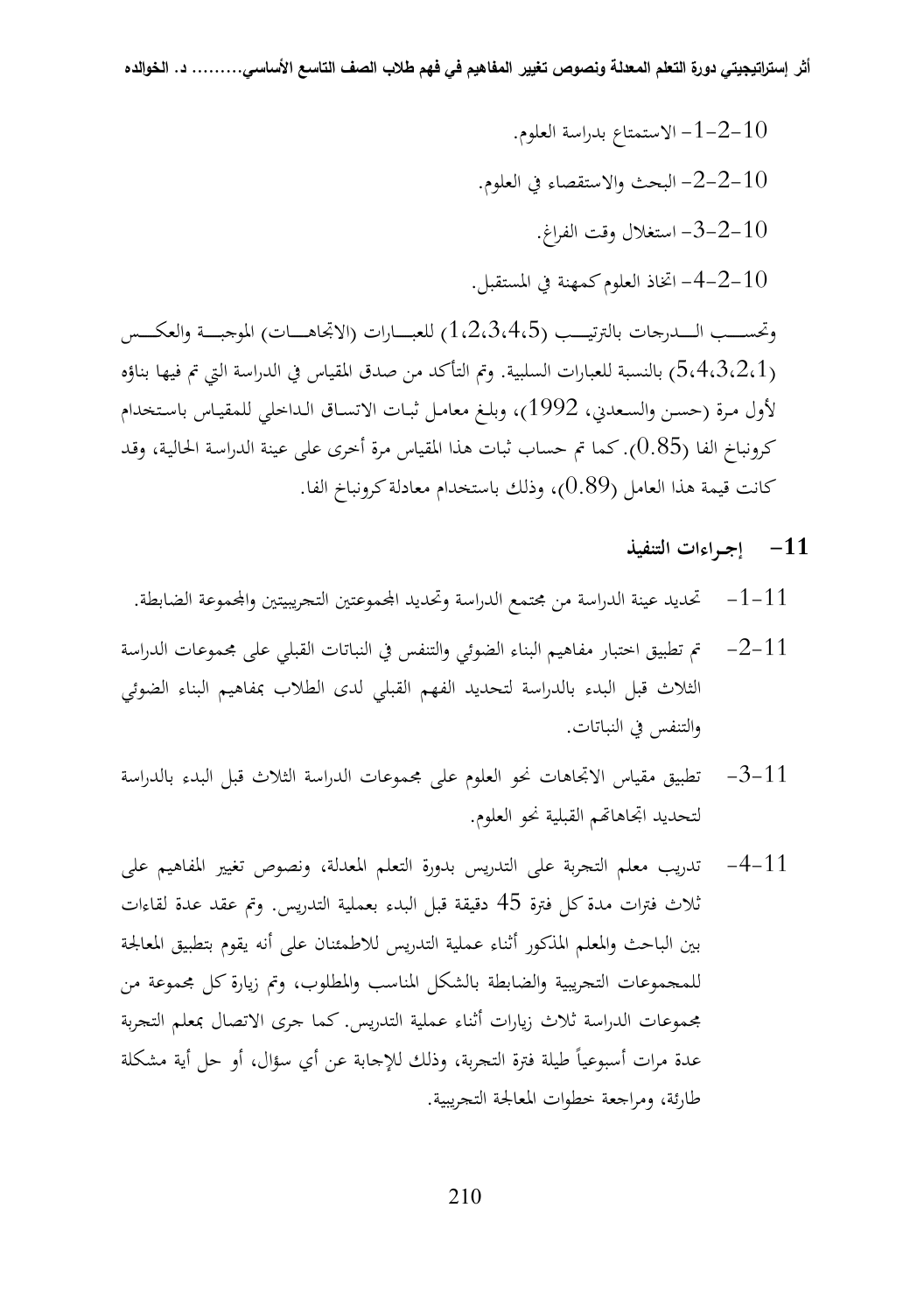10-2-1- الاستمتاع بدراسة العلوم.

10-2-2- البحث والاستقصاء في العلوم.

10-2-3- استغلال وقت الفراغ.

10-2-4- اتخاذ العلوم كمهنة في المستقبل.

وتحسب الدرجات بالترتيب (1،2،3،4،5) للعبارات (الاتجاهات) الموجبة والعكس (5،4،3،2،1) بالنسبة للعبارات السلبية. وتم التأكد من صدق المقياس في الدراسة التي تم فيها بناؤه لأول مرة (حسن والسعدني، 1992)، وبلغ معامل ثبات الاتساق الداخلي للمقياس باستخدام كرونباخ الفا (0.85). كما تم حساب ثبات هذا المقياس مرة أخرى على عينة الدراسة الحالية، وقد كانت قيمة هذا العامل (0.89)، وذلك باستخدام معادلة كرونباخ الفا.

## 11- إجراءات التنفيذ

- 11-1- تحديد عينة الدراسة من مجتمع الدراسة وتحديد المجموعتين التجريبيتين والمجموعة الضابطة.
- 11-2- تم تطبيق اختبار مفاهيم البناء الضوئي والتنفس في النباتات القبلي على مجموعات الدراسة الثلاث قبل البدء بالدراسة لتحديد الفهم القبلي لدى الطلاب بمفاهيم البناء الضوئي والتنفس في النباتات.
- 11-3- تطبيق مقياس الاتجاهات نحو العلوم على مجموعات الدراسة الثلاث قبل البدء بالدراسة لتحديد اتجاهاتهم القبلية نحو العلوم.
- 11-4- تدريب معلم التجربة على التدريس بدورة التعلم المعدلة، ونصوص تغيير المفاهيم على ثلاث فترات مدة كل فترة 45 دقيقة قبل البدء بعملية التدريس. وتم عقد عدة لقاءات بين الباحث والمعلم المذكور أثناء عملية التدريس للاطمئنان على أنه يقوم بتطبيق المعالجة للمجموعات التجريبية والضابطة بالشكل المناسب والمطلوب، وتم زيارة كل مجموعة من مجموعات الدراسة ثلاث زيارات أثناء عملية التدريس. كما جرى الاتصال بمعلم التجربة عدة مرات أسبوعياً طيلة فترة التجربة، وذلك للإجابة عن أي سؤال، أو حل أية مشكلة طارئة، ومراجعة خطوات المعالجة التجريبية.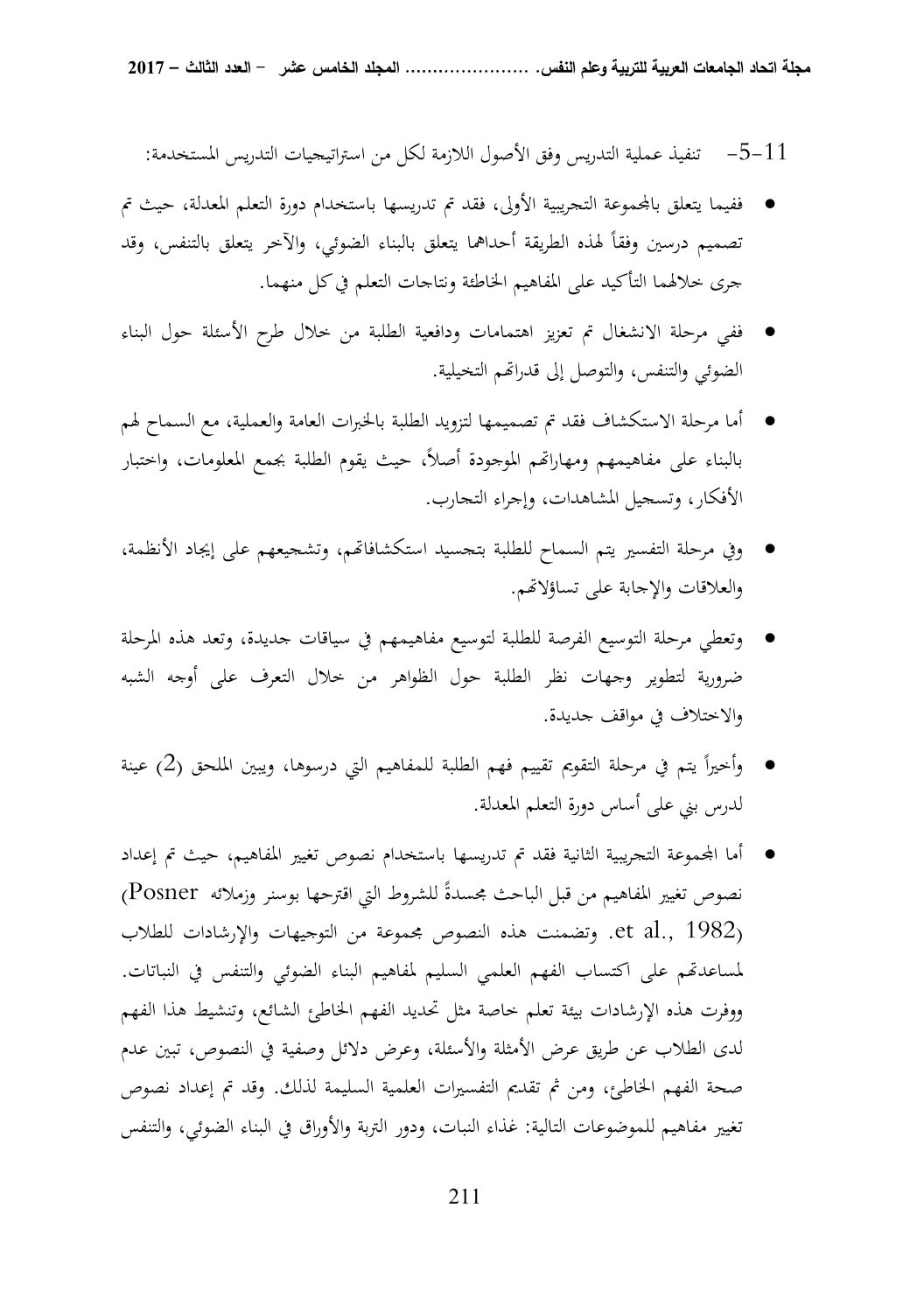11-5- تنفيذ عملية التدريس وفق الأصول اللازمة لكل من استراتيجيات التدريس المستخدمة:

- ففيما يتعلق بالمجموعة التجريبية الأولى، فقد تم تدريسها باستخدام دورة التعلم المعدلة، حيث تم تصميم درسين وفقاً لهذه الطريقة أحداهما يتعلق بالبناء الضوئي، والآخر يتعلق بالتنفس، وقد جرى خلالهما التأكيد على المفاهيم الخاطئة ونتاجات التعلم في كل منهما.
- ففي مرحلة الانشغال تم تعزيز اهتمامات ودافعية الطلبة من خلال طرح الأسئلة حول البناء الضوئي والتنفس، والتوصل إلى قدراتهم التخيلية.
- أما مرحلة الاستكشاف فقد تم تصميمها لتزويد الطلبة بالخبرات العامة والعملية، مع السماح لهم بالبناء على مفاهيمهم ومهاراتهم الموجودة أصلاً، حيث يقوم الطلبة بجمع المعلومات، واختبار الأفكار، وتسجيل المشاهدات، وإجراء التجارب.
- وفي مرحلة التفسير يتم السماح للطلبة بتجسيد استكشافاتهم، وتشجيعهم على إيجاد الأنظمة، والعلاقات والإجابة على تساؤلاتهم.
- وتعطي مرحلة التوسيع الفرصة للطلبة لتوسيع مفاهيمهم في سياقات جديدة، وتعد هذه المرحلة ضرورية لتطوير وجهات نظر الطلبة حول الظواهر من خلال التعرف على أوجه الشبه والاختلاف في مواقف جديدة.
- وأخيراً يتم في مرحلة التقويم تقييم فهم الطلبة للمفاهيم التي درسوها، ويبين الملحق (2) عينة لدرس بني على أساس دورة التعلم المعدلة.
- أما المجموعة التجريبية الثانية فقد تم تدريسها باستخدام نصوص تغيير المفاهيم، حيث تم إعداد نصوص تغيير المفاهيم من قبل الباحث مجسدةً للشروط التي اقترحها بوسنر وزملائه (Posner et al., 1982). وتضمنت هذه النصوص مجموعة من التوجيهات والإرشادات للطلاب لمساعدتهم على اكتساب الفهم العلمي السليم لمفاهيم البناء الضوئي والتنفس في النباتات. ووفرت هذه الإرشادات بيئة تعلم خاصة مثل تحديد الفهم الخاطئ الشائع، وتنشيط هذا الفهم لدى الطلاب عن طريق عرض الأمثلة والأسئلة، وعرض دلائل وصفية في النصوص، تبين عدم صحة الفهم الخاطئ، ومن ثم تقديم التفسيرات العلمية السليمة لذلك. وقد تم إعداد نصوص تغيير مفاهيم للموضوعات التالية: غذاء النبات، ودور التربة والأوراق في البناء الضوئي، والتنفس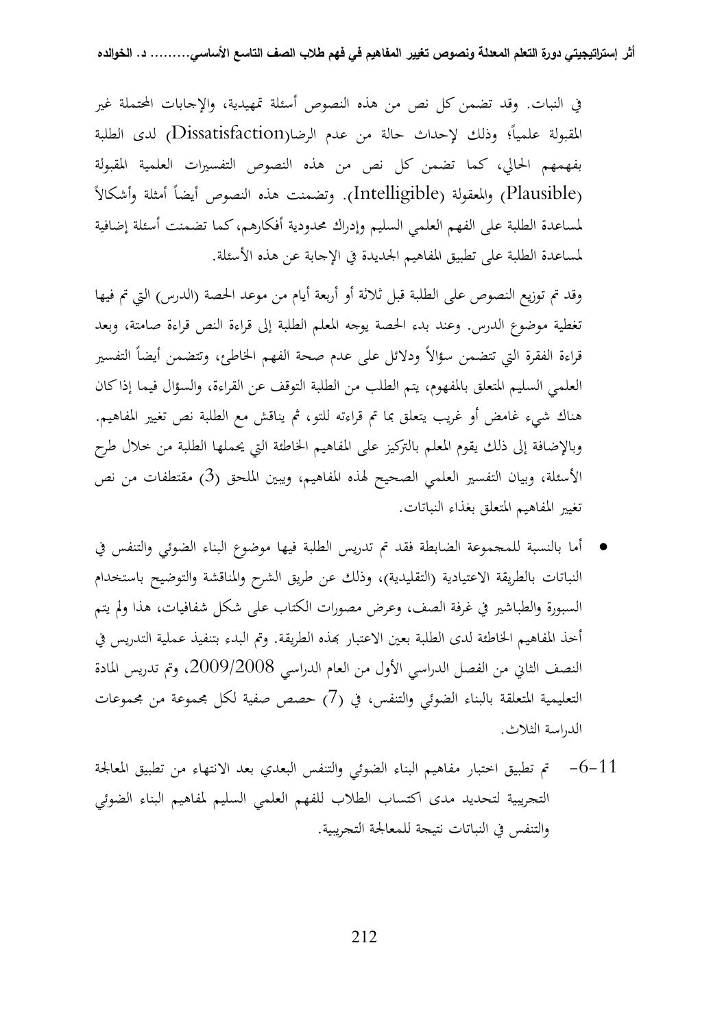في النبات. وقد تضمن كل نص من هذه النصوص أسئلة تمهيدية، والإجابات المحتملة غير المقبولة علمياً؛ وذلك لإحداث حالة من عدم الرضا(Dissatisfaction) لدى الطلبة بفهمهم الحالي، كما تضمن كل نص من هذه النصوص التفسيرات العلمية المقبولة (Plausible) والمعقولة (Intelligible). وتضمنت هذه النصوص أيضاً أمثلة وأشكالاً لمساعدة الطلبة على الفهم العلمي السليم وإدراك محدودية أفكارهم، كما تضمنت أسئلة إضافية لمساعدة الطلبة على تطبيق المفاهيم الجديدة في الإجابة عن هذه الأسئلة.

وقد تم توزيع النصوص على الطلبة قبل ثلاثة أو أربعة أيام من موعد الحصة (الدرس) التي تم فيها تغطية موضوع الدرس. وعند بدء الحصة يوجه المعلم الطلبة إلى قراءة النص قراءة صامتة، وبعد قراءة الفقرة التي تتضمن سؤالاً ودلائل على عدم صحة الفهم الخاطئ، وتتضمن أيضاً التفسير العلمي السليم المتعلق بالمفهوم، يتم الطلب من الطلبة التوقف عن القراءة، والسؤال فيما إذا كان هناك شيء غامض أو غريب يتعلق بما تم قراءته للتو، ثم يناقش مع الطلبة نص تغيير المفاهيم. وبالإضافة إلى ذلك يقوم المعلم بالتركيز على المفاهيم الخاطئة التي يحملها الطلبة من خلال طرح الأسئلة، وبيان التفسير العلمي الصحيح لهذه المفاهيم، ويبين الملحق (3) مقتطفات من نص تغيير المفاهيم المتعلق بغذاء النباتات.

- أما بالنسبة للمجموعة الضابطة فقد تم تدريس الطلبة فيها موضوع البناء الضوئي والتنفس في النباتات بالطريقة الاعتيادية (التقليدية)، وذلك عن طريق الشرح والمناقشة والتوضيح باستخدام السبورة والطباشير في غرفة الصف، وعرض مصورات الكتاب على شكل شفافيات، هذا ولم يتم أخذ المفاهيم الخاطئة لدى الطلبة بعين الاعتبار بهذه الطريقة. وتم البدء بتنفيذ عملية التدريس في النصف الثاني من الفصل الدراسي الأول من العام الدراسي 2009/2008، وتم تدريس المادة التعليمية المتعلقة بالبناء الضوئي والتنفس، في (7) حصص صفية لكل مجموعة من مجموعات الدراسة الثلاث.

6-11- تم تطبيق اختبار مفاهيم البناء الضوئي والتنفس البعدي بعد الانتهاء من تطبيق المعالجة التجريبية لتحديد مدى اكتساب الطلاب للفهم العلمي السليم لمفاهيم البناء الضوئي والتنفس في النباتات نتيجة للمعالجة التجريبية.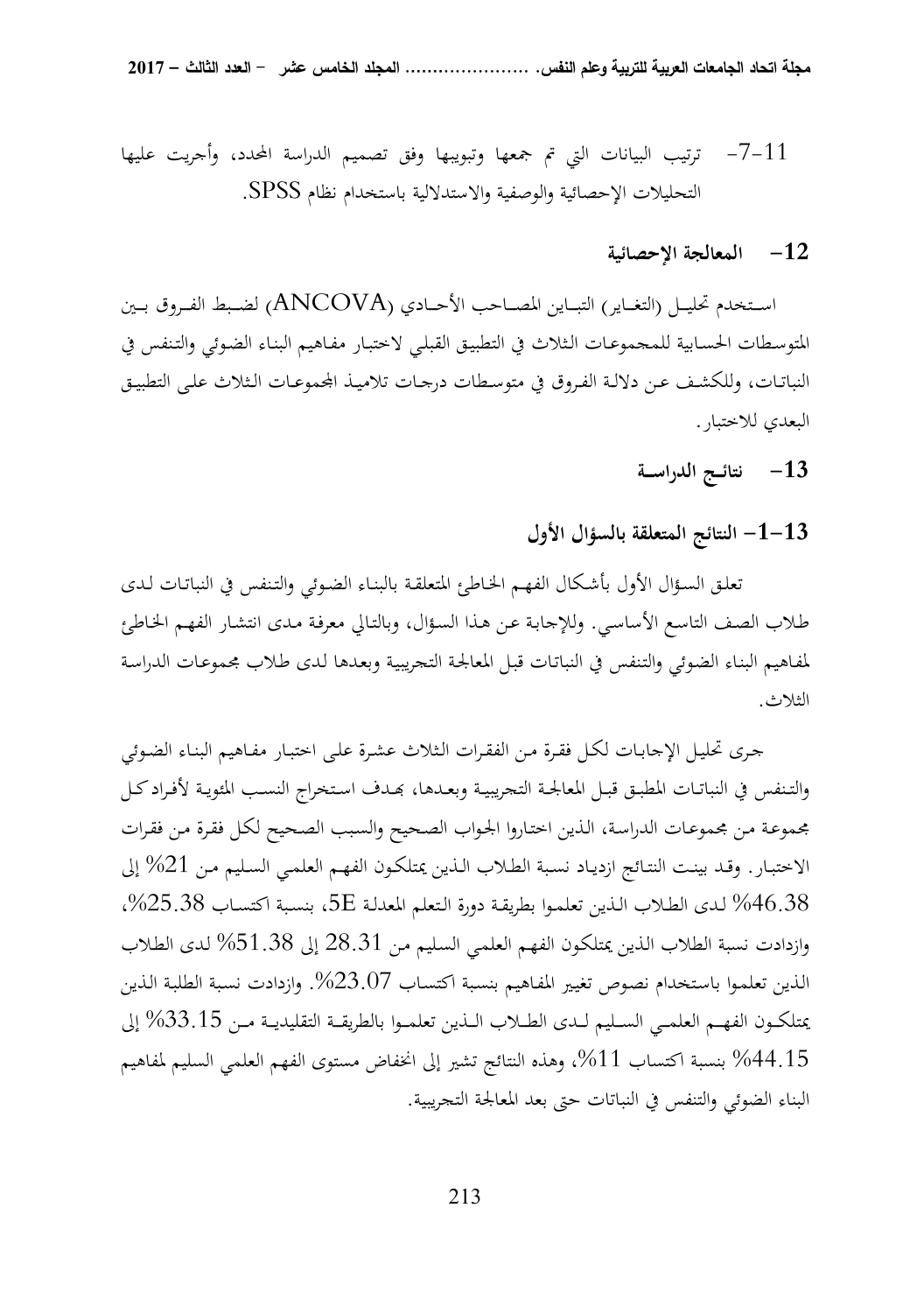11-7- ترتيب البيانات التي تم جمعها وتبويبها وفق تصميم الدراسة المحدد، وأجريت عليها التحليلات الإحصائية والوصفية والاستدلالية باستخدام نظام SPSS.

## 12- المعالجة الإحصائية

استخدم تحليل (التغاير) التباين المصاحب الأحادي (ANCOVA) لضبط الفروق بين المتوسطات الحسابية للمجموعات الثلاث في التطبيق القبلي لاختبار مفاهيم البناء الضوئي والتنفس في النباتات، وللكشف عن دلالة الفروق في متوسطات درجات تلاميذ المجموعات الثلاث على التطبيق البعدي للاختبار.

## 13- نتائج الدراسة

### 13-1- النتائج المتعلقة بالسؤال الأول

تعلق السؤال الأول بأشكال الفهم الخاطئ المتعلقة بالبناء الضوئي والتنفس في النباتات لدى طلاب الصف التاسع الأساسي. وللإجابة عن هذا السؤال، وبالتالي معرفة مدى انتشار الفهم الخاطئ لمفاهيم البناء الضوئي والتنفس في النباتات قبل المعالجة التجريبية وبعدها لدى طلاب مجموعات الدراسة الثلاث.

جرى تحليل الإجابات لكل فقرة من الفقرات الثلاث عشرة على اختبار مفاهيم البناء الضوئي والتنفس في النباتات المطبق قبل المعالجة التجريبية وبعدها، بهدف استخراج النسب المئوية لأفراد كل مجموعة من مجموعات الدراسة، الذين اختاروا الجواب الصحيح والسبب الصحيح لكل فقرة من فقرات الاختبار. وقد بينت النتائج ازدياد نسبة الطلاب الذين يمتلكون الفهم العلمي السليم من 21% إلى 46.38% لدى الطلاب الذين تعلموا بطريقة دورة التعلم المعدلة 5E، بنسبة اكتساب 25.38%، وازدادت نسبة الطلاب الذين يمتلكون الفهم العلمي السليم من 28.31 إلى 51.38% لدى الطلاب الذين تعلموا باستخدام نصوص تغيير المفاهيم بنسبة اكتساب 23.07%. وازدادت نسبة الطلبة الذين يمتلكون الفهم العلمي السليم لدى الطلاب الذين تعلموا بالطريقة التقليدية من 33.15% إلى 44.15% بنسبة اكتساب 11%، وهذه النتائج تشير إلى انخفاض مستوى الفهم العلمي السليم لمفاهيم البناء الضوئي والتنفس في النباتات حتى بعد المعالجة التجريبية.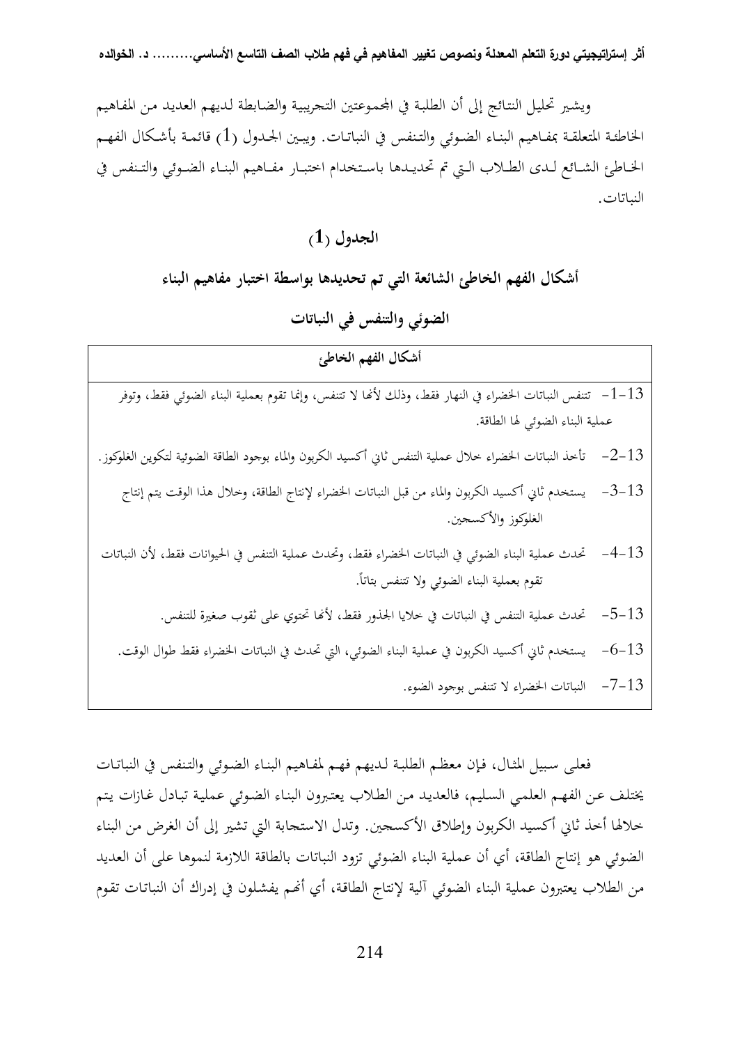ويشير تحليل النتائج إلى أن الطلبة في المجموعتين التجريبية والضابطة لديهم العديد من المفاهيم الخاطئة المتعلقة بمفاهيم البناء الضوئي والتنفس في النباتات. ويبين الجدول (1) قائمة بأشكال الفهم الخاطئ الشائع لدى الطلاب التي تم تحديدها باستخدام اختبار مفاهيم البناء الضوئي والتنفس في النباتات.

**الجدول (1)**

**أشكال الفهم الخاطئ الشائعة التي تم تحديدها بواسطة اختبار مفاهيم البناء الضوئي والتنفس في النباتات**

| أشكال الفهم الخاطئ |
|---|
| 13-1- تتنفس النباتات الخضراء في النهار فقط، وذلك لأنها لا تتنفس، وإنما تقوم بعملية البناء الضوئي فقط، وتوفر عملية البناء الضوئي لها الطاقة. |
| 13-2- تأخذ النباتات الخضراء خلال عملية التنفس ثاني أكسيد الكربون والماء بوجود الطاقة الضوئية لتكوين الغلوكوز. |
| 13-3- يستخدم ثاني أكسيد الكربون والماء من قبل النباتات الخضراء لإنتاج الطاقة، وخلال هذا الوقت يتم إنتاج الغلوكوز والأكسجين. |
| 13-4- تحدث عملية البناء الضوئي في النباتات الخضراء فقط، وتحدث عملية التنفس في الحيوانات فقط، لأن النباتات تقوم بعملية البناء الضوئي ولا تتنفس بتاتاً. |
| 13-5- تحدث عملية التنفس في النباتات في خلايا الجذور فقط، لأنها تحتوي على ثقوب صغيرة للتنفس. |
| 13-6- يستخدم ثاني أكسيد الكربون في عملية البناء الضوئي، التي تحدث في النباتات الخضراء فقط طوال الوقت. |
| 13-7- النباتات الخضراء لا تتنفس بوجود الضوء. |

فعلى سبيل المثال، فإن معظم الطلبة لديهم فهم لمفاهيم البناء الضوئي والتنفس في النباتات يختلف عن الفهم العلمي السليم، فالعديد من الطلاب يعتبرون البناء الضوئي عملية تبادل غازات يتم خلالها أخذ ثاني أكسيد الكربون وإطلاق الأكسجين. وتدل الاستجابة التي تشير إلى أن الغرض من البناء الضوئي هو إنتاج الطاقة، أي أن عملية البناء الضوئي تزود النباتات بالطاقة اللازمة لنموها على أن العديد من الطلاب يعتبرون عملية البناء الضوئي آلية لإنتاج الطاقة، أي أنهم يفشلون في إدراك أن النباتات تقوم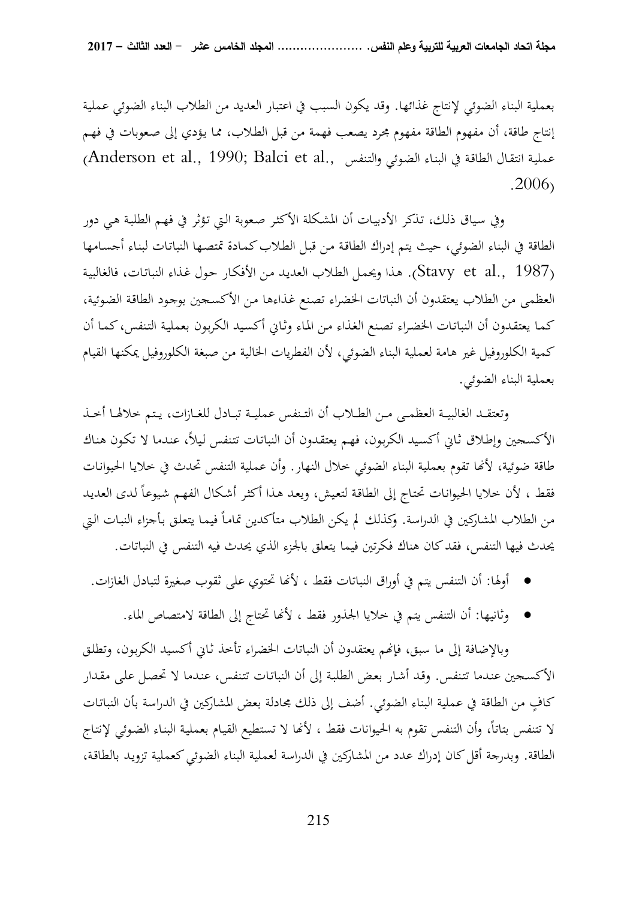بعملية البناء الضوئي لإنتاج غذائها. وقد يكون السبب في اعتبار العديد من الطلاب البناء الضوئي عملية إنتاج طاقة، أن مفهوم الطاقة مفهوم مجرد يصعب فهمة من قبل الطلاب، مما يؤدي إلى صعوبات في فهم عملية انتقال الطاقة في البناء الضوئي والتنفس (Anderson et al., 1990; Balci et al., 2006).

وفي سياق ذلك، تذكر الأدبيات أن المشكلة الأكثر صعوبة التي تؤثر في فهم الطلبة هي دور الطاقة في البناء الضوئي، حيث يتم إدراك الطاقة من قبل الطلاب كمادة تمتصها النباتات لبناء أجسامها (Stavy et al., 1987). هذا ويحمل الطلاب العديد من الأفكار حول غذاء النباتات، فالغالبية العظمى من الطلاب يعتقدون أن النباتات الخضراء تصنع غذاءها من الأكسجين بوجود الطاقة الضوئية، كما يعتقدون أن النباتات الخضراء تصنع الغذاء من الماء وثاني أكسيد الكربون بعملية التنفس، كما أن كمية الكلوروفيل غير هامة لعملية البناء الضوئي، لأن الفطريات الخالية من صبغة الكلوروفيل يمكنها القيام بعملية البناء الضوئي.

وتعتقد الغالبية العظمى من الطلاب أن التنفس عملية تبادل للغازات، يتم خلالها أخذ الأكسجين وإطلاق ثاني أكسيد الكربون، فهم يعتقدون أن النباتات تتنفس ليلاً، عندما لا تكون هناك طاقة ضوئية، لأنها تقوم بعملية البناء الضوئي خلال النهار. وأن عملية التنفس تحدث في خلايا الحيوانات فقط ، لأن خلايا الحيوانات تحتاج إلى الطاقة لتعيش، ويعد هذا أكثر أشكال الفهم شيوعاً لدى العديد من الطلاب المشاركين في الدراسة. وكذلك لم يكن الطلاب متأكدين تماماً فيما يتعلق بأجزاء النبات التي يحدث فيها التنفس، فقد كان هناك فكرتين فيما يتعلق بالجزء الذي يحدث فيه التنفس في النباتات.

- أولها: أن التنفس يتم في أوراق النباتات فقط ، لأنها تحتوي على ثقوب صغيرة لتبادل الغازات.
- وثانيها: أن التنفس يتم في خلايا الجذور فقط ، لأنها تحتاج إلى الطاقة لامتصاص الماء.

وبالإضافة إلى ما سبق، فإنهم يعتقدون أن النباتات الخضراء تأخذ ثاني أكسيد الكربون، وتطلق الأكسجين عندما تتنفس. وقد أشار بعض الطلبة إلى أن النباتات تتنفس، عندما لا تحصل على مقدار كافٍ من الطاقة في عملية البناء الضوئي. أضف إلى ذلك مجادلة بعض المشاركين في الدراسة بأن النباتات لا تتنفس بتاتاً، وأن التنفس تقوم به الحيوانات فقط ، لأنها لا تستطيع القيام بعملية البناء الضوئي لإنتاج الطاقة. وبدرجة أقل كان إدراك عدد من المشاركين في الدراسة لعملية البناء الضوئي كعملية تزويد بالطاقة،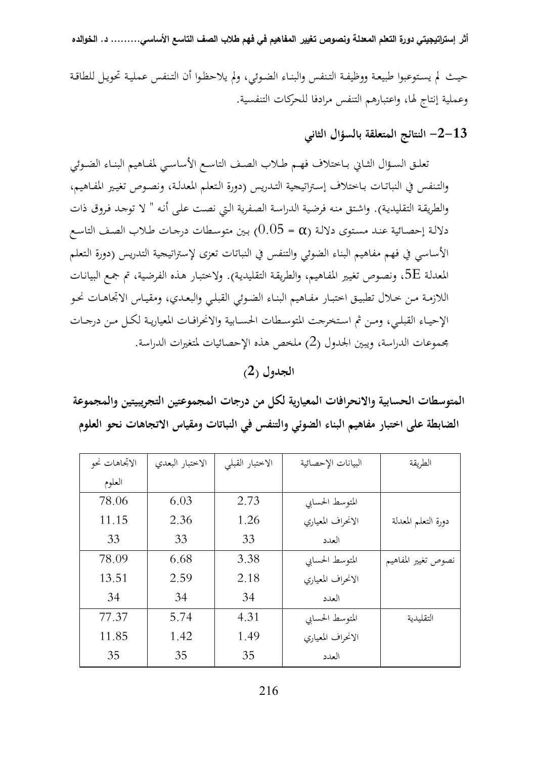حيث لم يستوعبوا طبيعة ووظيفة التنفس والبناء الضوئي، ولم يلاحظوا أن التنفس عملية تحويل للطاقة وعملية إنتاج لها، واعتبارهم التنفس مرادفا للحركات التنفسية.

## 13-2- النتائج المتعلقة بالسؤال الثاني

تعلق السؤال الثاني باختلاف فهم طلاب الصف التاسع الأساسي لمفاهيم البناء الضوئي والتنفس في النباتات باختلاف إستراتيجية التدريس (دورة التعلم المعدلة، ونصوص تغيير المفاهيم، والطريقة التقليدية). واشتق منه فرضية الدراسة الصفرية التي نصت على أنه " لا توجد فروق ذات دلالة إحصائية عند مستوى دلالة ($\alpha = 0.05$) بين متوسطات درجات طلاب الصف التاسع الأساسي في فهم مفاهيم البناء الضوئي والتنفس في النباتات تعزى لإستراتيجية التدريس (دورة التعلم المعدلة 5E، ونصوص تغيير المفاهيم، والطريقة التقليدية). ولاختبار هذه الفرضية، تم جمع البيانات اللازمة من خلال تطبيق اختبار مفاهيم البناء الضوئي القبلي والبعدي، ومقياس الاتجاهات نحو الإحياء القبلي، ومن ثم استخرجت المتوسطات الحسابية والانحرافات المعيارية لكل من درجات مجموعات الدراسة، ويبين الجدول (2) ملخص هذه الإحصائيات لمتغيرات الدراسة.

**الجدول (2)**

**المتوسطات الحسابية والانحرافات المعيارية لكل من درجات المجموعتين التجريبيتين والمجموعة الضابطة على اختبار مفاهيم البناء الضوئي والتنفس في النباتات ومقياس الاتجاهات نحو العلوم**

| الطريقة | البيانات الإحصائية | الاختبار القبلي | الاختبار البعدي | الاتجاهات نحو العلوم |
|---|---|---|---|---|
| دورة التعلم المعدلة | المتوسط الحسابي | 2.73 | 6.03 | 78.06 |
| | الانحراف المعياري | 1.26 | 2.36 | 11.15 |
| | العدد | 33 | 33 | 33 |
| نصوص تغيير المفاهيم | المتوسط الحسابي | 3.38 | 6.68 | 78.09 |
| | الانحراف المعياري | 2.18 | 2.59 | 13.51 |
| | العدد | 34 | 34 | 34 |
| التقليدية | المتوسط الحسابي | 4.31 | 5.74 | 77.37 |
| | الانحراف المعياري | 1.49 | 1.42 | 11.85 |
| | العدد | 35 | 35 | 35 |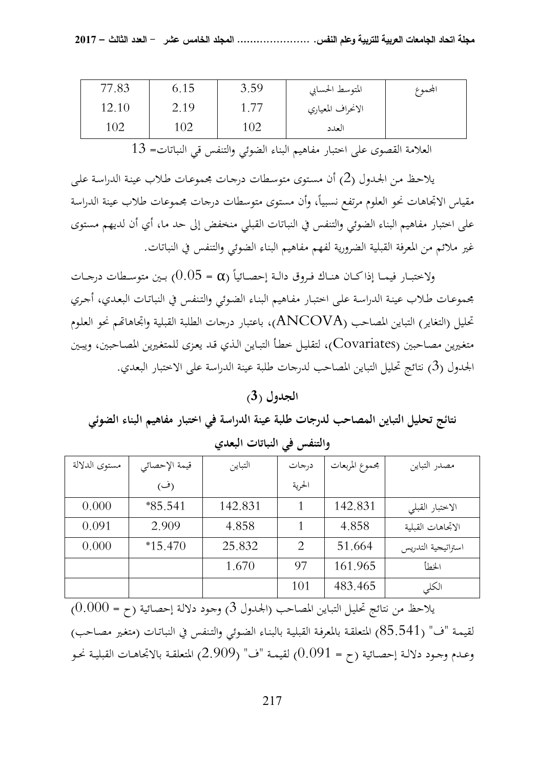| المجموع | المتوسط الحسابي | 3.59 | 6.15 | 77.83 |
|---|---|---|---|---|
| | الانحراف المعياري | 1.77 | 2.19 | 12.10 |
| | العدد | 102 | 102 | 102 |

العلامة القصوى على اختبار مفاهيم البناء الضوئي والتنفس في النباتات= 13

يلاحظ من الجدول (2) أن مستوى متوسطات درجات مجموعات طلاب عينة الدراسة على مقياس الاتجاهات نحو العلوم مرتفع نسبياً، وأن مستوى متوسطات درجات مجموعات طلاب عينة الدراسة على اختبار مفاهيم البناء الضوئي والتنفس في النباتات القبلي منخفض إلى حد ما، أي أن لديهم مستوى غير ملائم من المعرفة القبلية الضرورية لفهم مفاهيم البناء الضوئي والتنفس في النباتات.

ولاختبار فيما إذا كان هناك فروق دالة إحصائياً ($\alpha = 0.05$) بين متوسطات درجات مجموعات طلاب عينة الدراسة على اختبار مفاهيم البناء الضوئي والتنفس في النباتات البعدي، أجري تحليل (التغاير) التباين المصاحب (ANCOVA)، باعتبار درجات الطلبة القبلية واتجاهاتهم نحو العلوم متغيرين مصاحبين (Covariates)، لتقليل خطأ التباين الذي قد يعزى للمتغيرين المصاحبين، ويبين الجدول (3) نتائج تحليل التباين المصاحب لدرجات طلبة عينة الدراسة على الاختبار البعدي.

## الجدول (3)

## نتائج تحليل التباين المصاحب لدرجات طلبة عينة الدراسة في اختبار مفاهيم البناء الضوئي والتنفس في النباتات البعدي

| مصدر التباين | مجموع المربعات | درجات الحرية | التباين | قيمة الإحصائي (ف) | مستوى الدلالة |
|---|---|---|---|---|---|
| الاختبار القبلي | 142.831 | 1 | 142.831 | *85.541 | 0.000 |
| الاتجاهات القبلية | 4.858 | 1 | 4.858 | 2.909 | 0.091 |
| استراتيجية التدريس | 51.664 | 2 | 25.832 | *15.470 | 0.000 |
| الخطأ | 161.965 | 97 | 1.670 | | |
| الكلي | 483.465 | 101 | | | |

يلاحظ من نتائج تحليل التباين المصاحب (الجدول 3) وجود دلالة إحصائية (ح = 0.000) لقيمة "ف" (85.541) المتعلقة بالمعرفة القبلية بالبناء الضوئي والتنفس في النباتات (متغير مصاحب) وعدم وجود دلالة إحصائية (ح = 0.091) لقيمة "ف" (2.909) المتعلقة بالاتجاهات القبلية نحو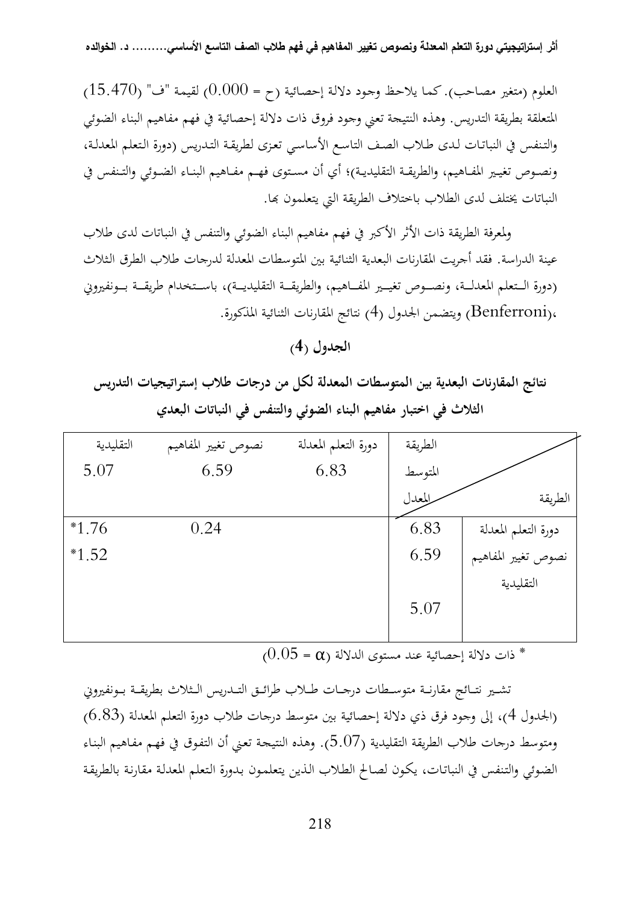العلوم (متغير مصاحب). كما يلاحظ وجود دلالة إحصائية (ح = 0.000) لقيمة "ف" (15.470) المتعلقة بطريقة التدريس. وهذه النتيجة تعني وجود فروق ذات دلالة إحصائية في فهم مفاهيم البناء الضوئي والتنفس في النباتات لدى طلاب الصف التاسع الأساسي تعزى لطريقة التدريس (دورة التعلم المعدلة، ونصوص تغيير المفاهيم، والطريقة التقليدية)؛ أي أن مستوى فهم مفاهيم البناء الضوئي والتنفس في النباتات يختلف لدى الطلاب باختلاف الطريقة التي يتعلمون بها.

ولمعرفة الطريقة ذات الأثر الأكبر في فهم مفاهيم البناء الضوئي والتنفس في النباتات لدى طلاب عينة الدراسة. فقد أجريت المقارنات البعدية الثنائية بين المتوسطات المعدلة لدرجات طلاب الطرق الثلاث (دورة التعلم المعدلة، ونصوص تغيير المفاهيم، والطريقة التقليدية)، باستخدام طريقة بونفيروني (Benferroni)، ويتضمن الجدول (4) نتائج المقارنات الثنائية المذكورة.

**الجدول (4)**

**نتائج المقارنات البعدية بين المتوسطات المعدلة لكل من درجات طلاب إستراتيجيات التدريس الثلاث في اختبار مفاهيم البناء الضوئي والتنفس في النباتات البعدي**

| الطريقة | الطريقة / المتوسط المعدل | دورة التعلم المعدلة | نصوص تغيير المفاهيم | التقليدية |
|---|---|---|---|---|
| | | 6.83 | 6.59 | 5.07 |
| دورة التعلم المعدلة | 6.83 | | 0.24 | *1.76 |
| نصوص تغيير المفاهيم | 6.59 | | | *1.52 |
| التقليدية | 5.07 | | | |

* ذات دلالة إحصائية عند مستوى الدلالة ($\alpha = 0.05$)

تشير نتائج مقارنة متوسطات درجات طلاب طرائق التدريس الثلاث بطريقة بونفيروني (الجدول 4)، إلى وجود فرق ذي دلالة إحصائية بين متوسط درجات طلاب دورة التعلم المعدلة (6.83) ومتوسط درجات طلاب الطريقة التقليدية (5.07). وهذه النتيجة تعني أن التفوق في فهم مفاهيم البناء الضوئي والتنفس في النباتات، يكون لصالح الطلاب الذين يتعلمون بدورة التعلم المعدلة مقارنة بالطريقة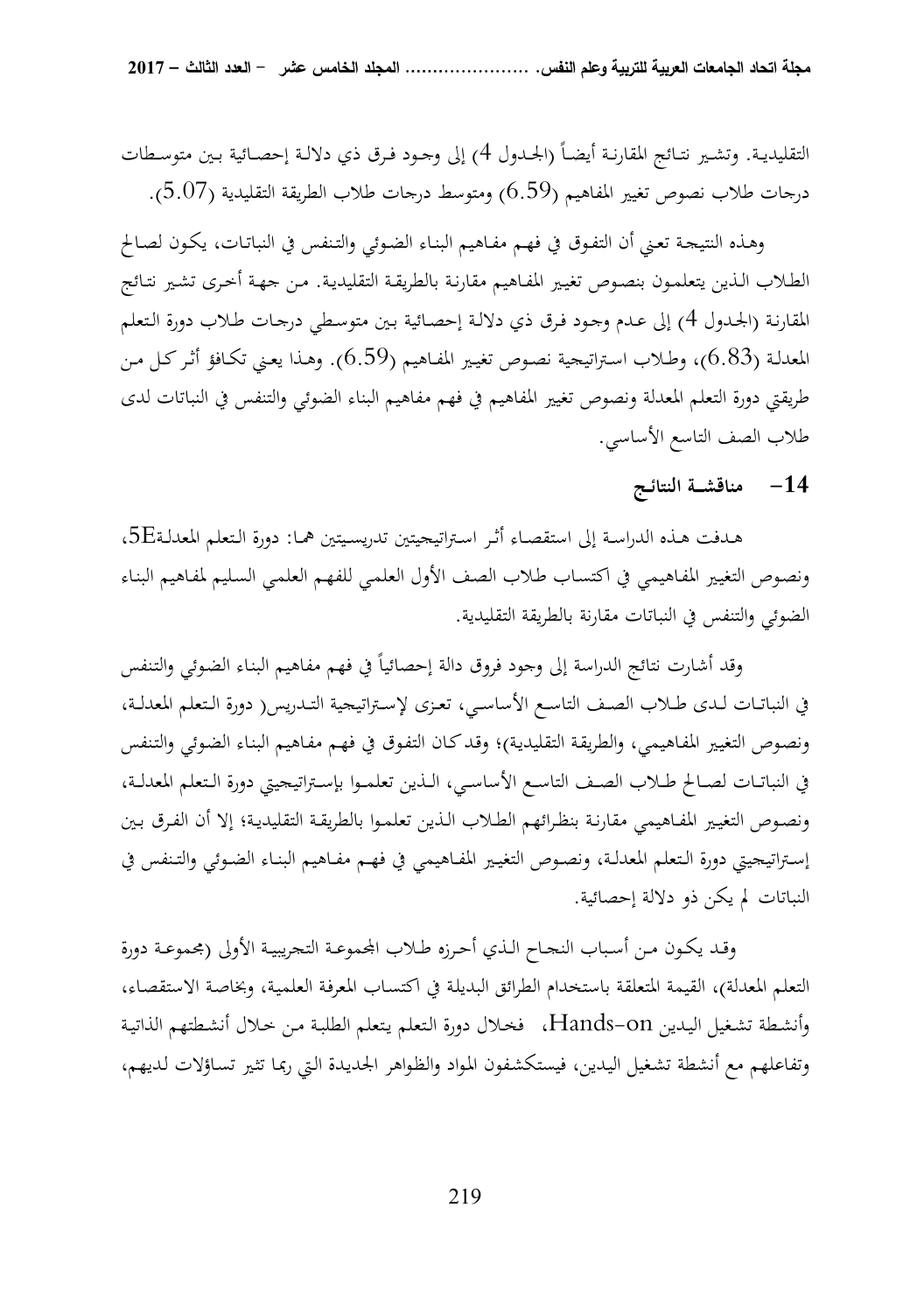التقليدية. وتشير نتائج المقارنة أيضاً (الجدول 4) إلى وجود فرق ذي دلالة إحصائية بين متوسطات درجات طلاب نصوص تغيير المفاهيم (6.59) ومتوسط درجات طلاب الطريقة التقليدية (5.07).

وهذه النتيجة تعني أن التفوق في فهم مفاهيم البناء الضوئي والتنفس في النباتات، يكون لصالح الطلاب الذين يتعلمون بنصوص تغيير المفاهيم مقارنة بالطريقة التقليدية. من جهة أخرى تشير نتائج المقارنة (الجدول 4) إلى عدم وجود فرق ذي دلالة إحصائية بين متوسطي درجات طلاب دورة التعلم المعدلة (6.83)، وطلاب استراتيجية نصوص تغيير المفاهيم (6.59). وهذا يعني تكافؤ أثر كل من طريقتي دورة التعلم المعدلة ونصوص تغيير المفاهيم في فهم مفاهيم البناء الضوئي والتنفس في النباتات لدى طلاب الصف التاسع الأساسي.

## 14- مناقشة النتائج

هدفت هذه الدراسة إلى استقصاء أثر استراتيجيتين تدريسيتين هما: دورة التعلم المعدلة5E، ونصوص التغيير المفاهيمي في اكتساب طلاب الصف الأول العلمي للفهم العلمي السليم لمفاهيم البناء الضوئي والتنفس في النباتات مقارنة بالطريقة التقليدية.

وقد أشارت نتائج الدراسة إلى وجود فروق دالة إحصائياً في فهم مفاهيم البناء الضوئي والتنفس في النباتات لدى طلاب الصف التاسع الأساسي، تعزى لإستراتيجية التدريس( دورة التعلم المعدلة، ونصوص التغيير المفاهيمي، والطريقة التقليدية)؛ وقد كان التفوق في فهم مفاهيم البناء الضوئي والتنفس في النباتات لصالح طلاب الصف التاسع الأساسي، الذين تعلموا بإستراتيجيتي دورة التعلم المعدلة، ونصوص التغيير المفاهيمي مقارنة بنظرائهم الطلاب الذين تعلموا بالطريقة التقليدية؛ إلا أن الفرق بين إستراتيجيتي دورة التعلم المعدلة، ونصوص التغيير المفاهيمي في فهم مفاهيم البناء الضوئي والتنفس في النباتات لم يكن ذو دلالة إحصائية.

وقد يكون من أسباب النجاح الذي أحرزه طلاب المجموعة التجريبية الأولى (مجموعة دورة التعلم المعدلة)، القيمة المتعلقة باستخدام الطرائق البديلة في اكتساب المعرفة العلمية، وبخاصة الاستقصاء، وأنشطة تشغيل اليدين Hands-on، فخلال دورة التعلم يتعلم الطلبة من خلال أنشطتهم الذاتية وتفاعلهم مع أنشطة تشغيل اليدين، فيستكشفون المواد والظواهر الجديدة التي ربما تثير تساؤلات لديهم،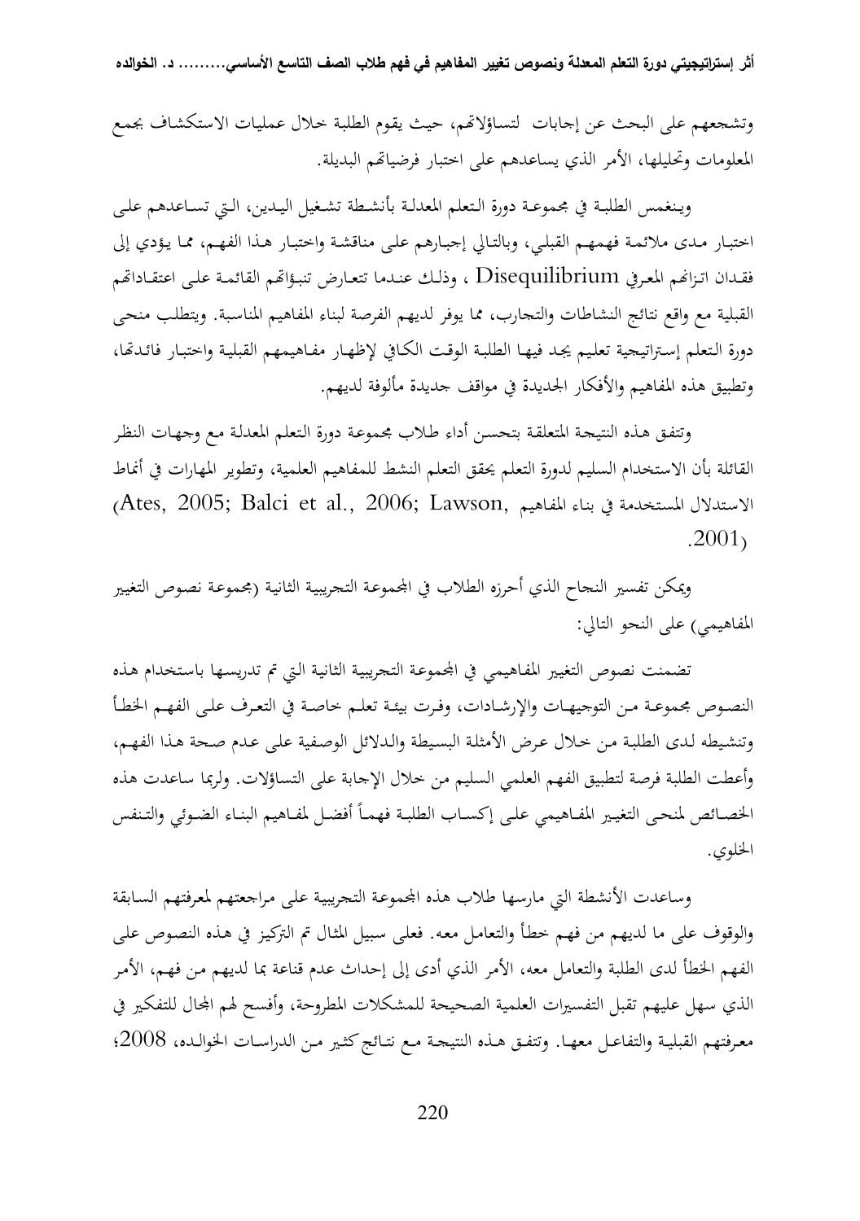وتشجعهم على البحث عن إجابات لتساؤلاتهم، حيث يقوم الطلبة خلال عمليات الاستكشاف بجمع المعلومات وتحليلها، الأمر الذي يساعدهم على اختبار فرضياتهم البديلة.

وينغمس الطلبة في مجموعة دورة التعلم المعدلة بأنشطة تشغيل اليدين، التي تساعدهم على اختبار مدى ملائمة فهمهم القبلي، وبالتالي إجبارهم على مناقشة واختبار هذا الفهم، مما يؤدي إلى فقدان اتزانهم المعرفي Disequilibrium ، وذلك عندما تتعارض تنبؤاتهم القائمة على اعتقاداتهم القبلية مع واقع نتائج النشاطات والتجارب، مما يوفر لديهم الفرصة لبناء المفاهيم المناسبة. ويتطلب منحى دورة التعلم إستراتيجية تعليم يجد فيها الطلبة الوقت الكافي لإظهار مفاهيمهم القبلية واختبار فائدتها، وتطبيق هذه المفاهيم والأفكار الجديدة في مواقف جديدة مألوفة لديهم.

وتتفق هذه النتيجة المتعلقة بتحسن أداء طلاب مجموعة دورة التعلم المعدلة مع وجهات النظر القائلة بأن الاستخدام السليم لدورة التعلم يحقق التعلم النشط للمفاهيم العلمية، وتطوير المهارات في أنماط الاستدلال المستخدمة في بناء المفاهيم (Ates, 2005; Balci et al., 2006; Lawson, 2001).

ويمكن تفسير النجاح الذي أحرزه الطلاب في المجموعة التجريبية الثانية (مجموعة نصوص التغيير المفاهيمي) على النحو التالي:

تضمنت نصوص التغيير المفاهيمي في المجموعة التجريبية الثانية التي تم تدريسها باستخدام هذه النصوص مجموعة من التوجيهات والإرشادات، وفرت بيئة تعلم خاصة في التعرف على الفهم الخطأ وتنشيطه لدى الطلبة من خلال عرض الأمثلة البسيطة والدلائل الوصفية على عدم صحة هذا الفهم، وأعطت الطلبة فرصة لتطبيق الفهم العلمي السليم من خلال الإجابة على التساؤلات. ولربما ساعدت هذه الخصائص لمنحى التغيير المفاهيمي على إكساب الطلبة فهماً أفضل لمفاهيم البناء الضوئي والتنفس الخلوي.

وساعدت الأنشطة التي مارسها طلاب هذه المجموعة التجريبية على مراجعتهم لمعرفتهم السابقة والوقوف على ما لديهم من فهم خطأ والتعامل معه. فعلى سبيل المثال تم التركيز في هذه النصوص على الفهم الخطأ لدى الطلبة والتعامل معه، الأمر الذي أدى إلى إحداث عدم قناعة بما لديهم من فهم، الأمر الذي سهل عليهم تقبل التفسيرات العلمية الصحيحة للمشكلات المطروحة، وأفسح لهم المجال للتفكير في معرفتهم القبلية والتفاعل معها. وتتفق هذه النتيجة مع نتائج كثير من الدراسات الخوالده، 2008؛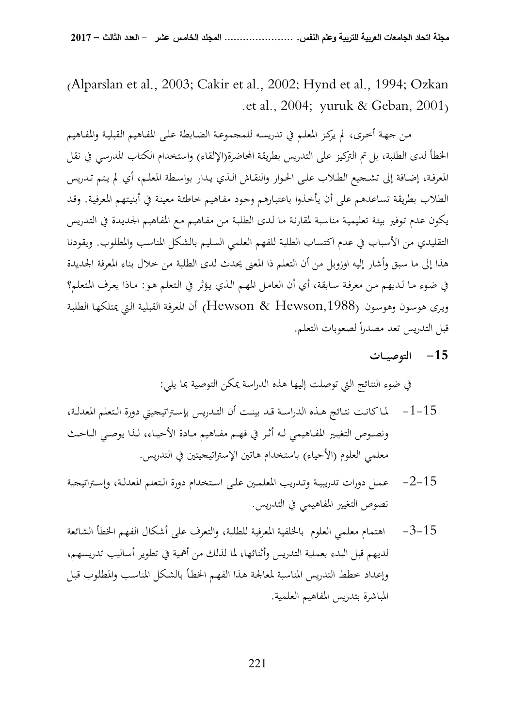(Alparslan et al., 2003; Cakir et al., 2002; Hynd et al., 1994; Ozkan et al., 2004; yuruk & Geban, 2001).

من جهة أخرى، لم يركز المعلم في تدريسه للمجموعة الضابطة على المفاهيم القبلية والمفاهيم الخطأ لدى الطلبة، بل تم التركيز على التدريس بطريقة المحاضرة(الإلقاء) واستخدام الكتاب المدرسي في نقل المعرفة، إضافة إلى تشجيع الطلاب على الحوار والنقاش الذي يدار بواسطة المعلم، أي لم يتم تدريس الطلاب بطريقة تساعدهم على أن يأخذوا باعتبارهم وجود مفاهيم خاطئة معينة في أبنيتهم المعرفية. وقد يكون عدم توفير بيئة تعليمية مناسبة لمقارنة ما لدى الطلبة من مفاهيم مع المفاهيم الجديدة في التدريس التقليدي من الأسباب في عدم اكتساب الطلبة للفهم العلمي السليم بالشكل المناسب والمطلوب. ويقودنا هذا إلى ما سبق وأشار إليه اوزوبل من أن التعلم ذا المعنى يحدث لدى الطلبة من خلال بناء المعرفة الجديدة في ضوء ما لديهم من معرفة سابقة، أي أن العامل المهم الذي يؤثر في التعلم هو: ماذا يعرف المتعلم؟ ويرى هوسون وهوسون (Hewson & Hewson,1988) أن المعرفة القبلية التي يمتلكها الطلبة قبل التدريس تعد مصدراً لصعوبات التعلم.

## 15- التوصيات

في ضوء النتائج التي توصلت إليها هذه الدراسة يمكن التوصية بما يلي:

15-1- لما كانت نتائج هذه الدراسة قد بينت أن التدريس بإستراتيجيتي دورة التعلم المعدلة، ونصوص التغيير المفاهيمي له أثر في فهم مفاهيم مادة الأحياء، لذا يوصي الباحث معلمي العلوم (الأحياء) باستخدام هاتين الإستراتيجيتين في التدريس.

15-2- عمل دورات تدريبية وتدريب المعلمين على استخدام دورة التعلم المعدلة، وإستراتيجية نصوص التغيير المفاهيمي في التدريس.

15-3- اهتمام معلمي العلوم بالخلفية المعرفية للطلبة، والتعرف على أشكال الفهم الخطأ الشائعة لديهم قبل البدء بعملية التدريس وأثنائها، لما لذلك من أهمية في تطوير أساليب تدريسهم، وإعداد خطط التدريس المناسبة لمعالجة هذا الفهم الخطأ بالشكل المناسب والمطلوب قبل المباشرة بتدريس المفاهيم العلمية.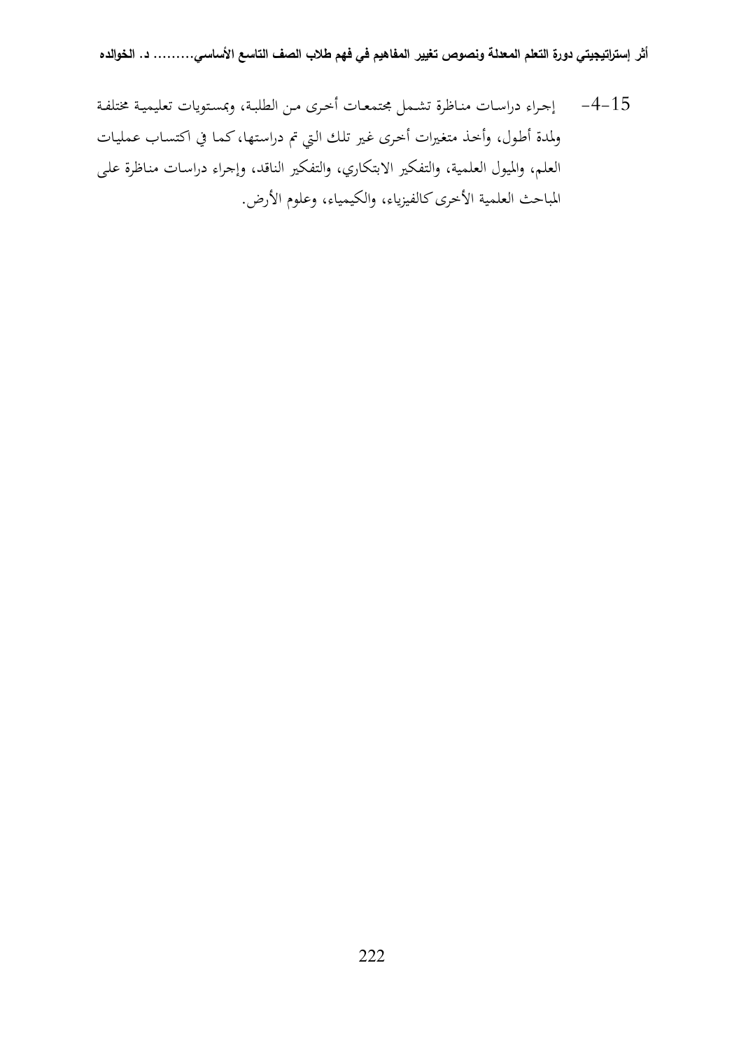4-15- إجراء دراسات مناظرة تشمل مجتمعات أخرى من الطلبة، وبمستويات تعليمية مختلفة ولمدة أطول، وأخذ متغيرات أخرى غير تلك التي تم دراستها، كما في اكتساب عمليات العلم، والميول العلمية، والتفكير الابتكاري، والتفكير الناقد، وإجراء دراسات مناظرة على المباحث العلمية الأخرى كالفيزياء، والكيمياء، وعلوم الأرض.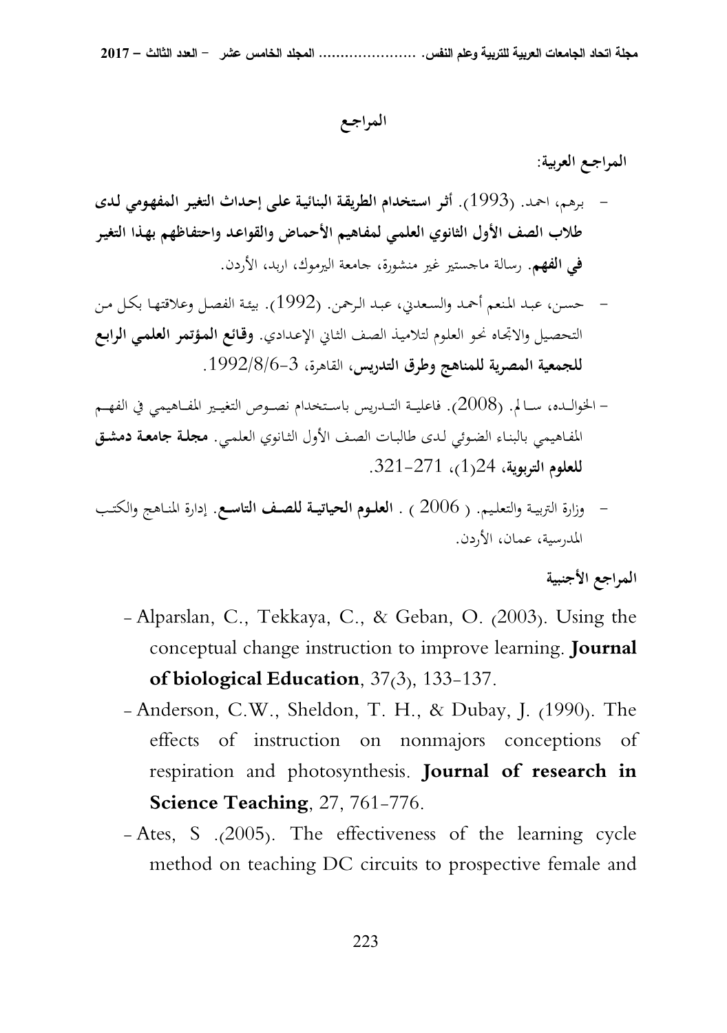# المراجع

**المراجع العربية:**

- برهم، احمد. (1993). **أثر استخدام الطريقة البنائية على إحداث التغير المفهومي لدى طلاب الصف الأول الثانوي العلمي لمفاهيم الأحماض والقواعد واحتفاظهم بهذا التغير في الفهم**. رسالة ماجستير غير منشورة، جامعة اليرموك، اربد، الأردن.
- حسن، عبد المنعم أحمد والسعدني، عبد الرحمن. (1992). بيئة الفصل وعلاقتها بكل من التحصيل والاتجاه نحو العلوم لتلاميذ الصف الثاني الإعدادي. **وقائع المؤتمر العلمي الرابع للجمعية المصرية للمناهج وطرق التدريس**، القاهرة، 3-1992/8/6.
- الخوالده، سالم. (2008). فاعلية التدريس باستخدام نصوص التغيير المفاهيمي في الفهم المفاهيمي بالبناء الضوئي لدى طالبات الصف الأول الثانوي العلمي. **مجلة جامعة دمشق للعلوم التربوية**، 24(1)، 271-321.
- وزارة التربية والتعليم. ( 2006 ) . **العلوم الحياتية للصف التاسع**. إدارة المناهج والكتب المدرسية، عمان، الأردن.

**المراجع الأجنبية**

- Alparslan, C., Tekkaya, C., & Geban, O. (2003). Using the conceptual change instruction to improve learning. **Journal of biological Education**, 37(3), 133-137.
- Anderson, C.W., Sheldon, T. H., & Dubay, J. (1990). The effects of instruction on nonmajors conceptions of respiration and photosynthesis. **Journal of research in Science Teaching**, 27, 761-776.
- Ates, S .(2005). The effectiveness of the learning cycle method on teaching DC circuits to prospective female and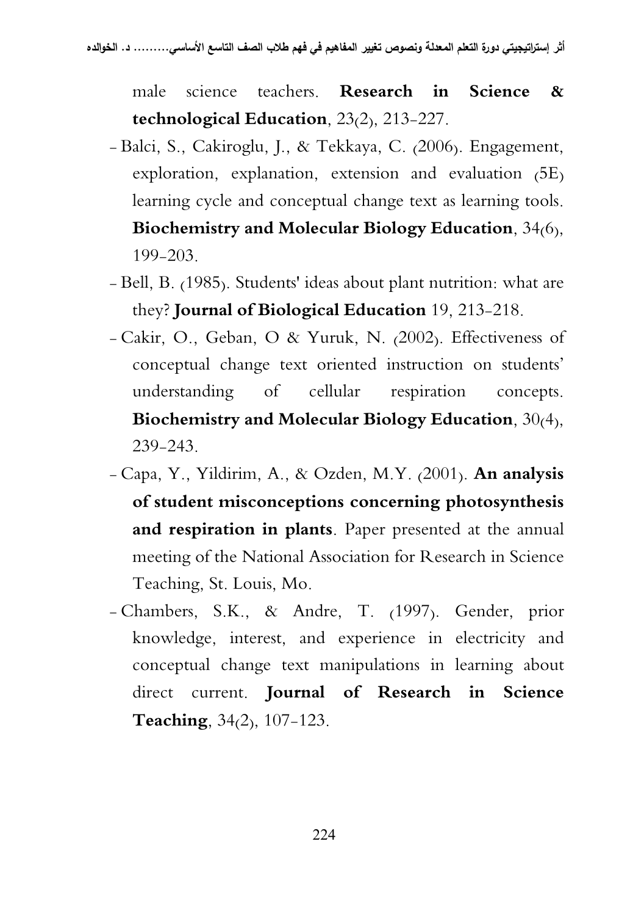male science teachers. **Research in Science & technological Education**, 23(2), 213-227.

- Balci, S., Cakiroglu, J., & Tekkaya, C. (2006). Engagement, exploration, explanation, extension and evaluation (5E) learning cycle and conceptual change text as learning tools. **Biochemistry and Molecular Biology Education**, 34(6), 199-203.
- Bell, B. (1985). Students' ideas about plant nutrition: what are they? **Journal of Biological Education** 19, 213-218.
- Cakir, O., Geban, O & Yuruk, N. (2002). Effectiveness of conceptual change text oriented instruction on students' understanding of cellular respiration concepts. **Biochemistry and Molecular Biology Education**, 30(4), 239-243.
- Capa, Y., Yildirim, A., & Ozden, M.Y. (2001). **An analysis of student misconceptions concerning photosynthesis and respiration in plants**. Paper presented at the annual meeting of the National Association for Research in Science Teaching, St. Louis, Mo.
- Chambers, S.K., & Andre, T. (1997). Gender, prior knowledge, interest, and experience in electricity and conceptual change text manipulations in learning about direct current. **Journal of Research in Science Teaching**, 34(2), 107-123.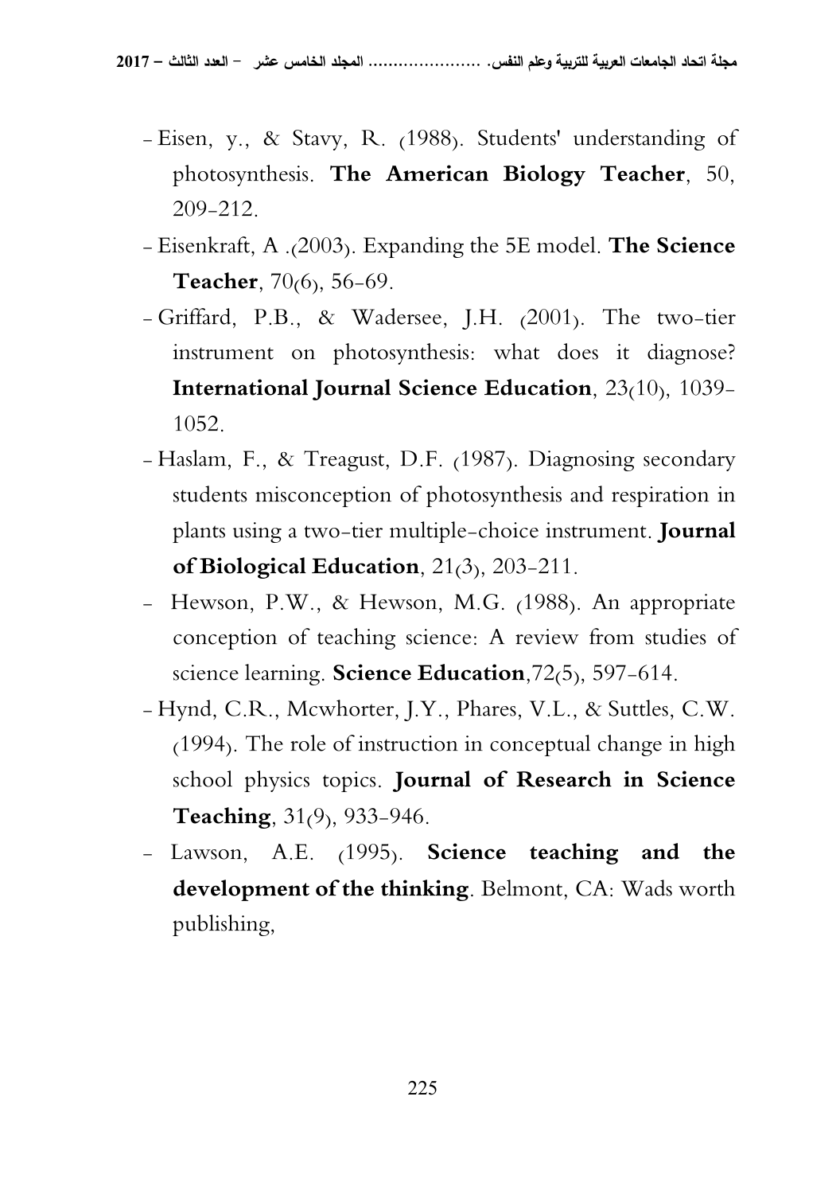- Eisen, y., & Stavy, R. (1988). Students' understanding of photosynthesis. **The American Biology Teacher**, 50, 209-212.
- Eisenkraft, A .(2003). Expanding the 5E model. **The Science Teacher**, 70(6), 56-69.
- Griffard, P.B., & Wadersee, J.H. (2001). The two-tier instrument on photosynthesis: what does it diagnose? **International Journal Science Education**, 23(10), 1039-1052.
- Haslam, F., & Treagust, D.F. (1987). Diagnosing secondary students misconception of photosynthesis and respiration in plants using a two-tier multiple-choice instrument. **Journal of Biological Education**, 21(3), 203-211.
- Hewson, P.W., & Hewson, M.G. (1988). An appropriate conception of teaching science: A review from studies of science learning. **Science Education**,72(5), 597-614.
- Hynd, C.R., Mcwhorter, J.Y., Phares, V.L., & Suttles, C.W. (1994). The role of instruction in conceptual change in high school physics topics. **Journal of Research in Science Teaching**, 31(9), 933-946.
- Lawson, A.E. (1995). **Science teaching and the development of the thinking**. Belmont, CA: Wads worth publishing,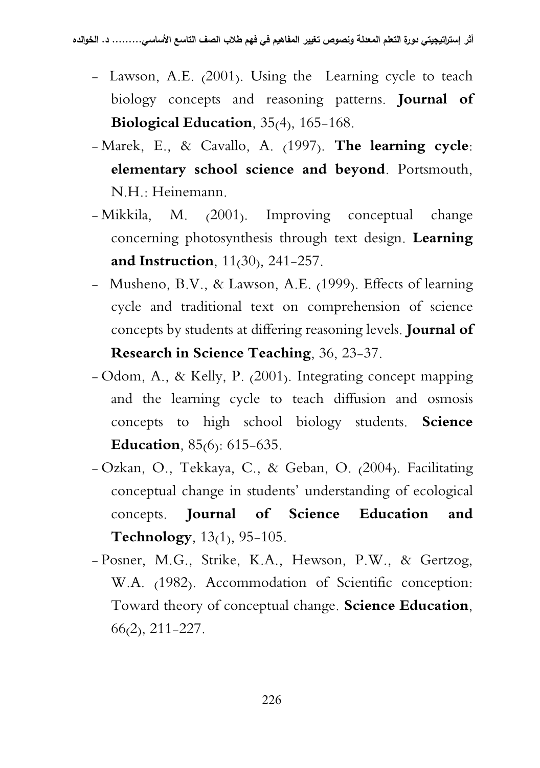- Lawson, A.E. (2001). Using the Learning cycle to teach biology concepts and reasoning patterns. **Journal of Biological Education**, 35(4), 165-168.
- Marek, E., & Cavallo, A. (1997). **The learning cycle: elementary school science and beyond**. Portsmouth, N.H.: Heinemann.
- Mikkila, M. (2001). Improving conceptual change concerning photosynthesis through text design. **Learning and Instruction**, 11(30), 241-257.
- Musheno, B.V., & Lawson, A.E. (1999). Effects of learning cycle and traditional text on comprehension of science concepts by students at differing reasoning levels. **Journal of Research in Science Teaching**, 36, 23-37.
- Odom, A., & Kelly, P. (2001). Integrating concept mapping and the learning cycle to teach diffusion and osmosis concepts to high school biology students. **Science Education**, 85(6): 615-635.
- Ozkan, O., Tekkaya, C., & Geban, O. (2004). Facilitating conceptual change in students' understanding of ecological concepts. **Journal of Science Education and Technology**, 13(1), 95-105.
- Posner, M.G., Strike, K.A., Hewson, P.W., & Gertzog, W.A. (1982). Accommodation of Scientific conception: Toward theory of conceptual change. **Science Education**, 66(2), 211-227.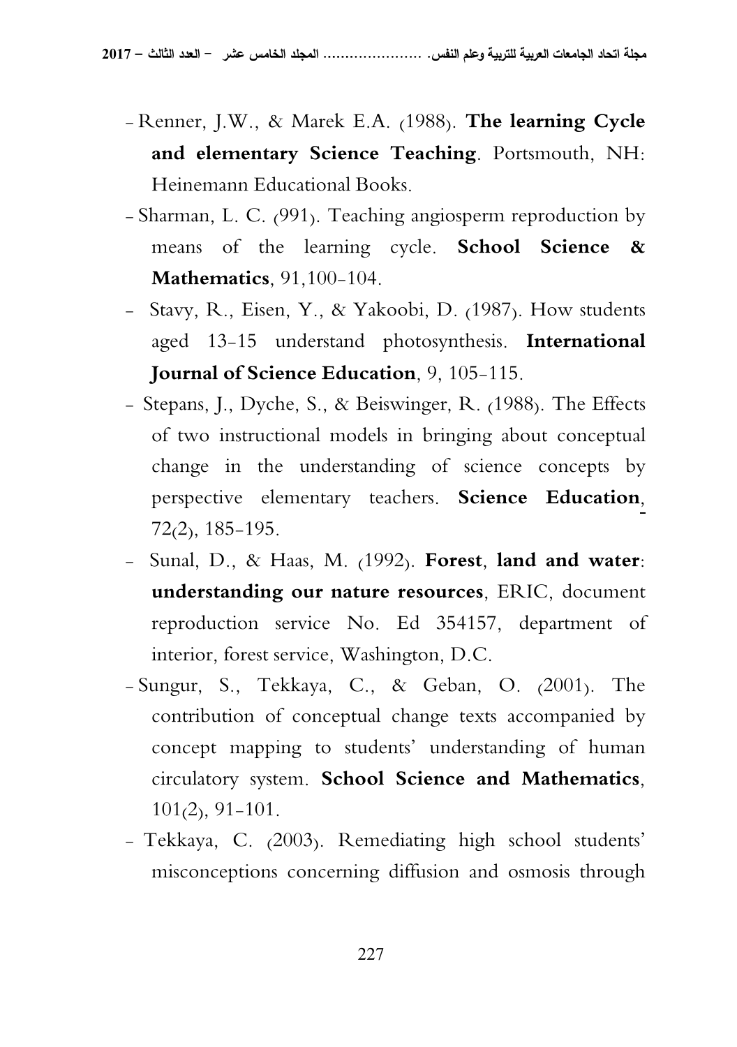- Renner, J.W., & Marek E.A. (1988). **The learning Cycle and elementary Science Teaching**. Portsmouth, NH: Heinemann Educational Books.
- Sharman, L. C. (991). Teaching angiosperm reproduction by means of the learning cycle. **School Science & Mathematics**, 91,100-104.
- Stavy, R., Eisen, Y., & Yakoobi, D. (1987). How students aged 13-15 understand photosynthesis. **International Journal of Science Education**, 9, 105-115.
- Stepans, J., Dyche, S., & Beiswinger, R. (1988). The Effects of two instructional models in bringing about conceptual change in the understanding of science concepts by perspective elementary teachers. **Science Education**, 72(2), 185-195.
- Sunal, D., & Haas, M. (1992). **Forest**, **land and water**: **understanding our nature resources**, ERIC, document reproduction service No. Ed 354157, department of interior, forest service, Washington, D.C.
- Sungur, S., Tekkaya, C., & Geban, O. (2001). The contribution of conceptual change texts accompanied by concept mapping to students' understanding of human circulatory system. **School Science and Mathematics**, 101(2), 91-101.
- Tekkaya, C. (2003). Remediating high school students' misconceptions concerning diffusion and osmosis through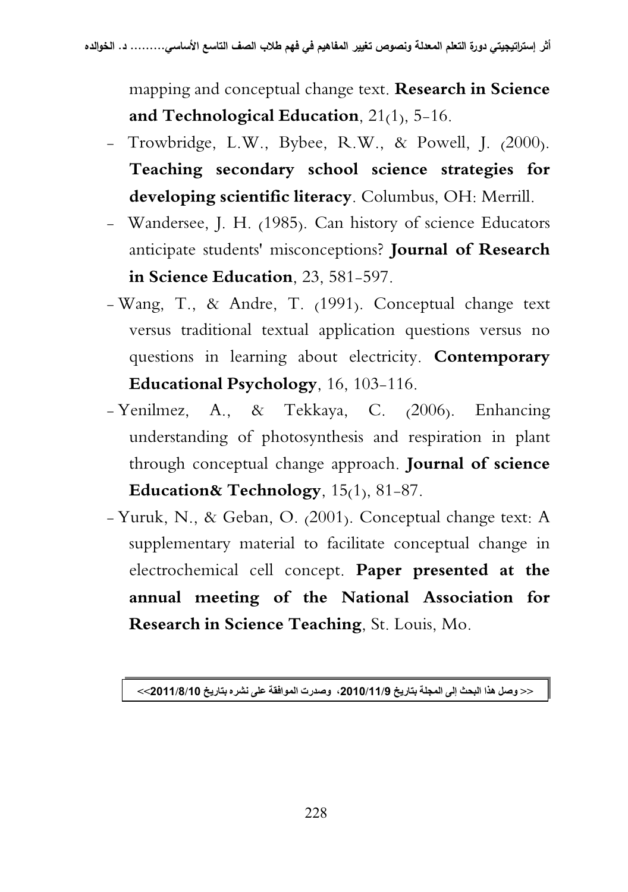mapping and conceptual change text. **Research in Science and Technological Education**, 21(1), 5-16.

- Trowbridge, L.W., Bybee, R.W., & Powell, J. (2000). **Teaching secondary school science strategies for developing scientific literacy**. Columbus, OH: Merrill.
- Wandersee, J. H. (1985). Can history of science Educators anticipate students' misconceptions? **Journal of Research in Science Education**, 23, 581-597.
- Wang, T., & Andre, T. (1991). Conceptual change text versus traditional textual application questions versus no questions in learning about electricity. **Contemporary Educational Psychology**, 16, 103-116.
- Yenilmez, A., & Tekkaya, C. (2006). Enhancing understanding of photosynthesis and respiration in plant through conceptual change approach. **Journal of science Education& Technology**, 15(1), 81-87.
- Yuruk, N., & Geban, O. (2001). Conceptual change text: A supplementary material to facilitate conceptual change in electrochemical cell concept. **Paper presented at the annual meeting of the National Association for Research in Science Teaching**, St. Louis, Mo.

<< وصل هذا البحث إلى المجلة بتاريخ **2010/11/9**، وصدرت الموافقة على نشره بتاريخ **2011/8/10**>>